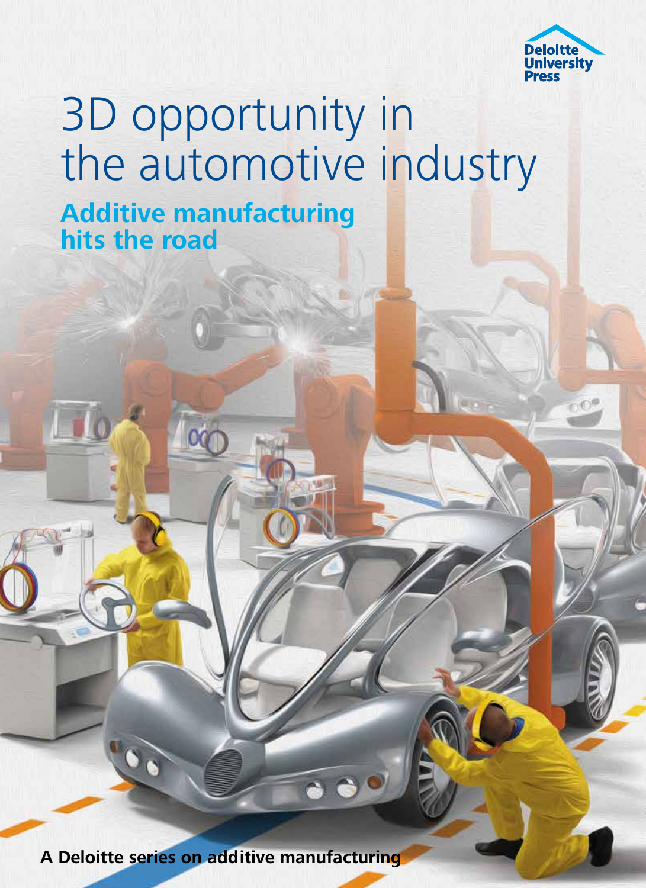Deloitte University Press

# 3D opportunity in the automotive industry

## Additive manufacturing hits the road

**A Deloitte series on additive manufacturing**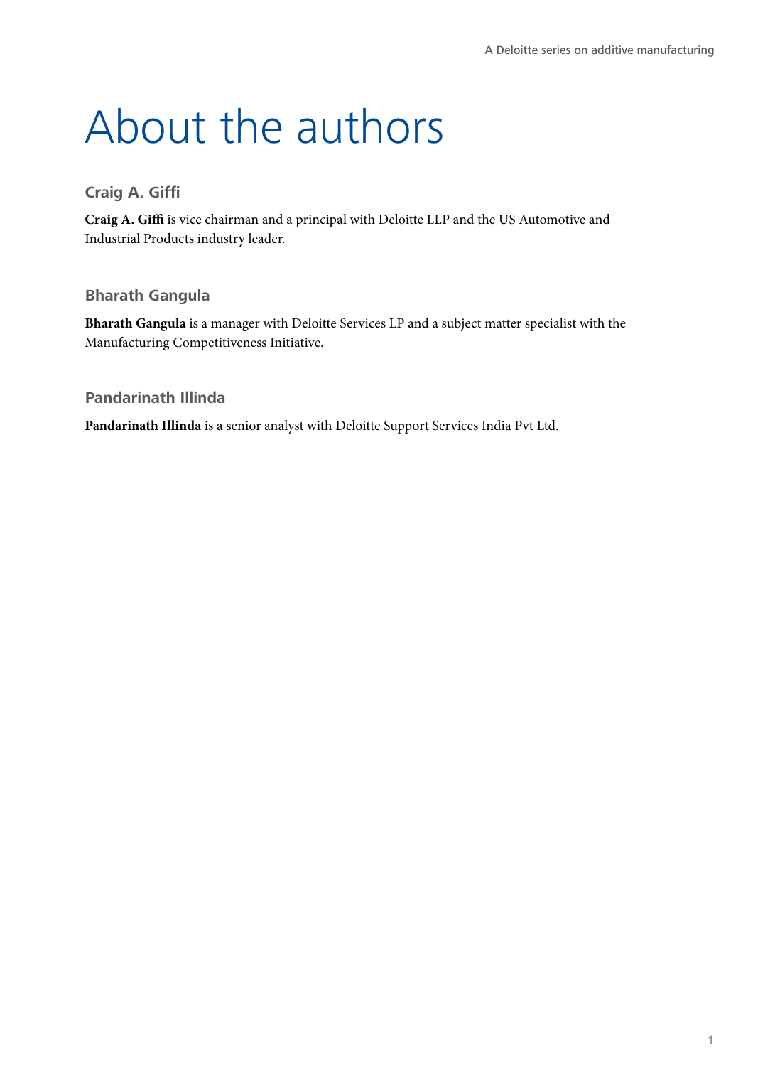# About the authors

### Craig A. Giffi

**Craig A. Giffi** is vice chairman and a principal with Deloitte LLP and the US Automotive and Industrial Products industry leader.

### Bharath Gangula

**Bharath Gangula** is a manager with Deloitte Services LP and a subject matter specialist with the Manufacturing Competitiveness Initiative.

### Pandarinath Illinda

**Pandarinath Illinda** is a senior analyst with Deloitte Support Services India Pvt Ltd.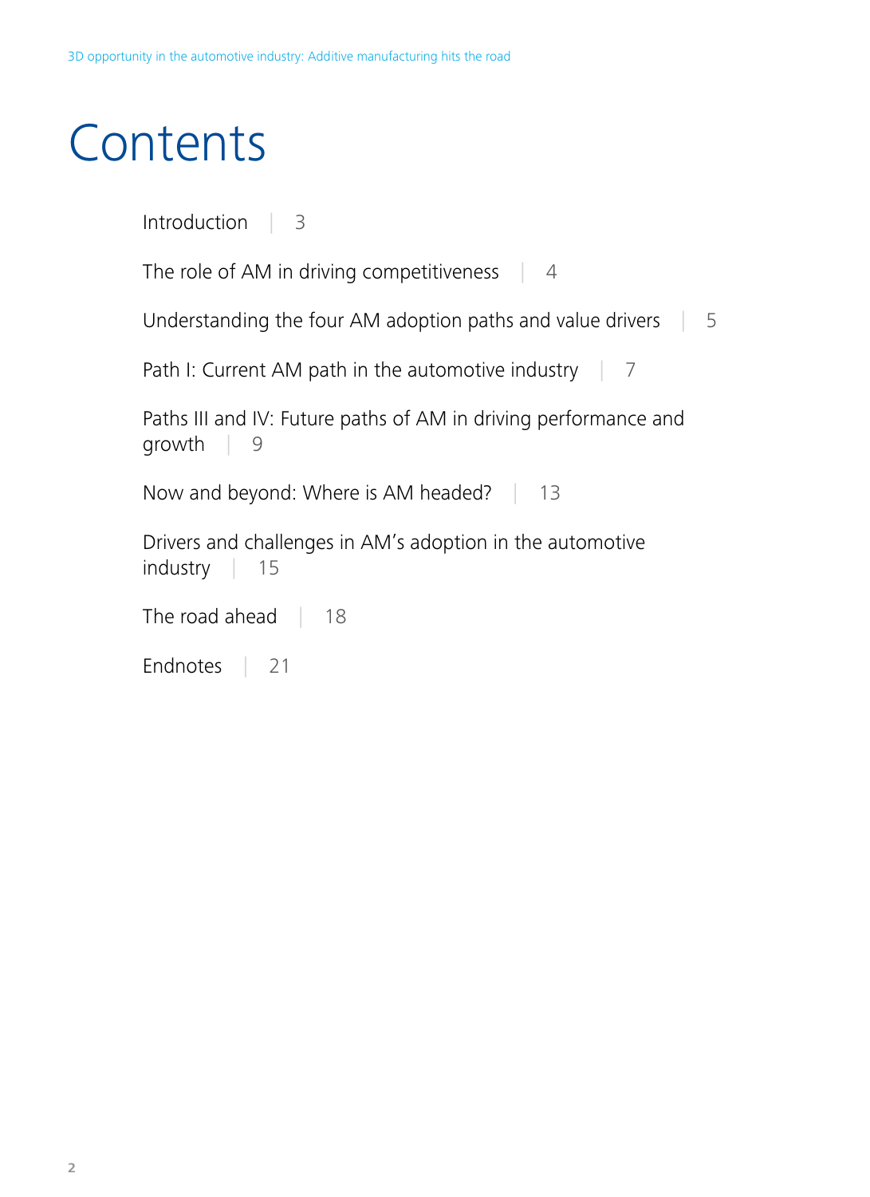# Contents

Introduction | 3

The role of AM in driving competitiveness | 4

Understanding the four AM adoption paths and value drivers | 5

Path I: Current AM path in the automotive industry | 7

Paths III and IV: Future paths of AM in driving performance and growth | 9

Now and beyond: Where is AM headed? | 13

Drivers and challenges in AM's adoption in the automotive industry | 15

The road ahead | 18

Endnotes | 21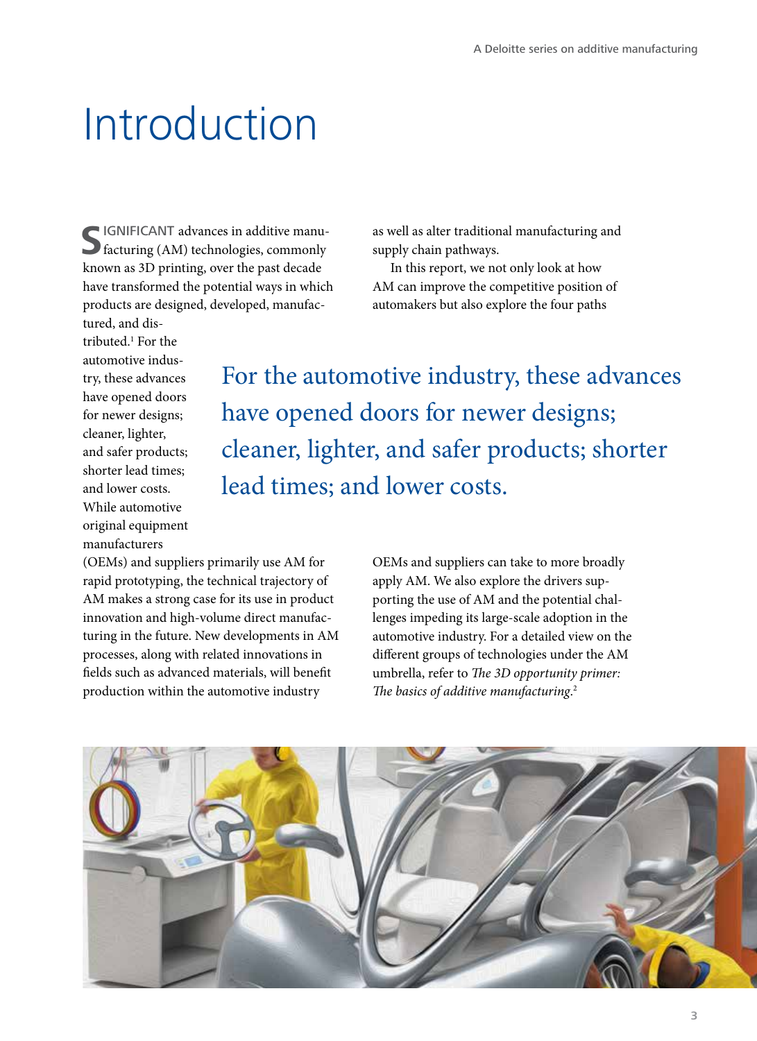# Introduction

SIGNIFICANT advances in additive manufacturing (AM) technologies, commonly known as 3D printing, over the past decade have transformed the potential ways in which products are designed, developed, manufactured, and distributed.[1] For the automotive industry, these advances have opened doors for newer designs; cleaner, lighter, and safer products; shorter lead times; and lower costs. While automotive original equipment manufacturers (OEMs) and suppliers primarily use AM for rapid prototyping, the technical trajectory of AM makes a strong case for its use in product innovation and high-volume direct manufacturing in the future. New developments in AM processes, along with related innovations in fields such as advanced materials, will benefit production within the automotive industry as well as alter traditional manufacturing and supply chain pathways.

In this report, we not only look at how AM can improve the competitive position of automakers but also explore the four paths OEMs and suppliers can take to more broadly apply AM. We also explore the drivers supporting the use of AM and the potential challenges impeding its large-scale adoption in the automotive industry. For a detailed view on the different groups of technologies under the AM umbrella, refer to *The 3D opportunity primer: The basics of additive manufacturing*.[2]

> For the automotive industry, these advances have opened doors for newer designs; cleaner, lighter, and safer products; shorter lead times; and lower costs.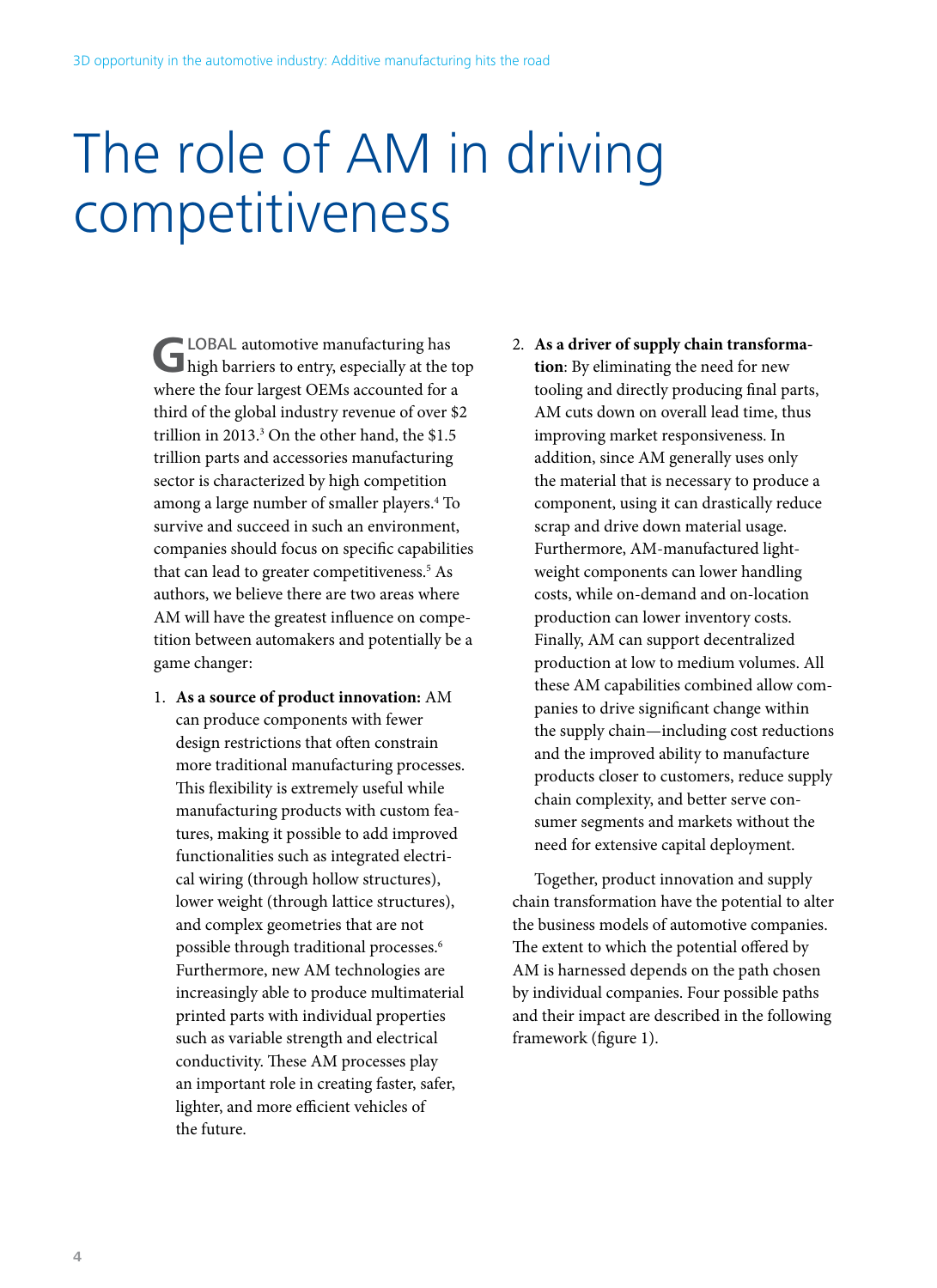# The role of AM in driving competitiveness

GLOBAL automotive manufacturing has high barriers to entry, especially at the top where the four largest OEMs accounted for a third of the global industry revenue of over $2 trillion in 2013.[3] On the other hand, the $1.5 trillion parts and accessories manufacturing sector is characterized by high competition among a large number of smaller players.[4] To survive and succeed in such an environment, companies should focus on specific capabilities that can lead to greater competitiveness.[5] As authors, we believe there are two areas where AM will have the greatest influence on competition between automakers and potentially be a game changer:

1. **As a source of product innovation:** AM can produce components with fewer design restrictions that often constrain more traditional manufacturing processes. This flexibility is extremely useful while manufacturing products with custom features, making it possible to add improved functionalities such as integrated electrical wiring (through hollow structures), lower weight (through lattice structures), and complex geometries that are not possible through traditional processes.[6] Furthermore, new AM technologies are increasingly able to produce multimaterial printed parts with individual properties such as variable strength and electrical conductivity. These AM processes play an important role in creating faster, safer, lighter, and more efficient vehicles of the future.

2. **As a driver of supply chain transformation**: By eliminating the need for new tooling and directly producing final parts, AM cuts down on overall lead time, thus improving market responsiveness. In addition, since AM generally uses only the material that is necessary to produce a component, using it can drastically reduce scrap and drive down material usage. Furthermore, AM-manufactured lightweight components can lower handling costs, while on-demand and on-location production can lower inventory costs. Finally, AM can support decentralized production at low to medium volumes. All these AM capabilities combined allow companies to drive significant change within the supply chain—including cost reductions and the improved ability to manufacture products closer to customers, reduce supply chain complexity, and better serve consumer segments and markets without the need for extensive capital deployment.

Together, product innovation and supply chain transformation have the potential to alter the business models of automotive companies. The extent to which the potential offered by AM is harnessed depends on the path chosen by individual companies. Four possible paths and their impact are described in the following framework (figure 1).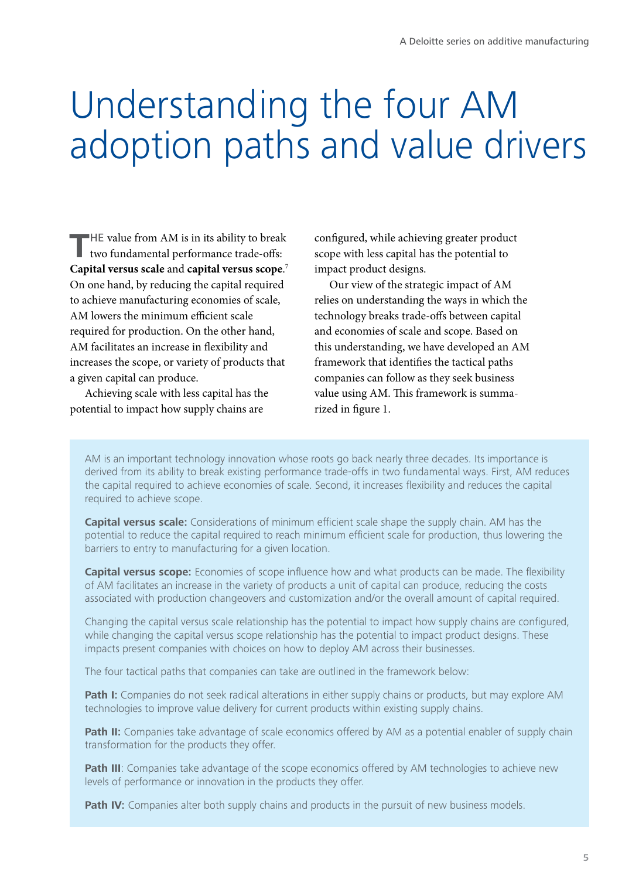# Understanding the four AM adoption paths and value drivers

THE value from AM is in its ability to break two fundamental performance trade-offs: **Capital versus scale** and **capital versus scope**.[7] On one hand, by reducing the capital required to achieve manufacturing economies of scale, AM lowers the minimum efficient scale required for production. On the other hand, AM facilitates an increase in flexibility and increases the scope, or variety of products that a given capital can produce.

Achieving scale with less capital has the potential to impact how supply chains are configured, while achieving greater product scope with less capital has the potential to impact product designs.

Our view of the strategic impact of AM relies on understanding the ways in which the technology breaks trade-offs between capital and economies of scale and scope. Based on this understanding, we have developed an AM framework that identifies the tactical paths companies can follow as they seek business value using AM. This framework is summarized in figure 1.

AM is an important technology innovation whose roots go back nearly three decades. Its importance is derived from its ability to break existing performance trade-offs in two fundamental ways. First, AM reduces the capital required to achieve economies of scale. Second, it increases flexibility and reduces the capital required to achieve scope.

**Capital versus scale:** Considerations of minimum efficient scale shape the supply chain. AM has the potential to reduce the capital required to reach minimum efficient scale for production, thus lowering the barriers to entry to manufacturing for a given location.

**Capital versus scope:** Economies of scope influence how and what products can be made. The flexibility of AM facilitates an increase in the variety of products a unit of capital can produce, reducing the costs associated with production changeovers and customization and/or the overall amount of capital required.

Changing the capital versus scale relationship has the potential to impact how supply chains are configured, while changing the capital versus scope relationship has the potential to impact product designs. These impacts present companies with choices on how to deploy AM across their businesses.

The four tactical paths that companies can take are outlined in the framework below:

**Path I:** Companies do not seek radical alterations in either supply chains or products, but may explore AM technologies to improve value delivery for current products within existing supply chains.

**Path II:** Companies take advantage of scale economics offered by AM as a potential enabler of supply chain transformation for the products they offer.

**Path III**: Companies take advantage of the scope economics offered by AM technologies to achieve new levels of performance or innovation in the products they offer.

**Path IV:** Companies alter both supply chains and products in the pursuit of new business models.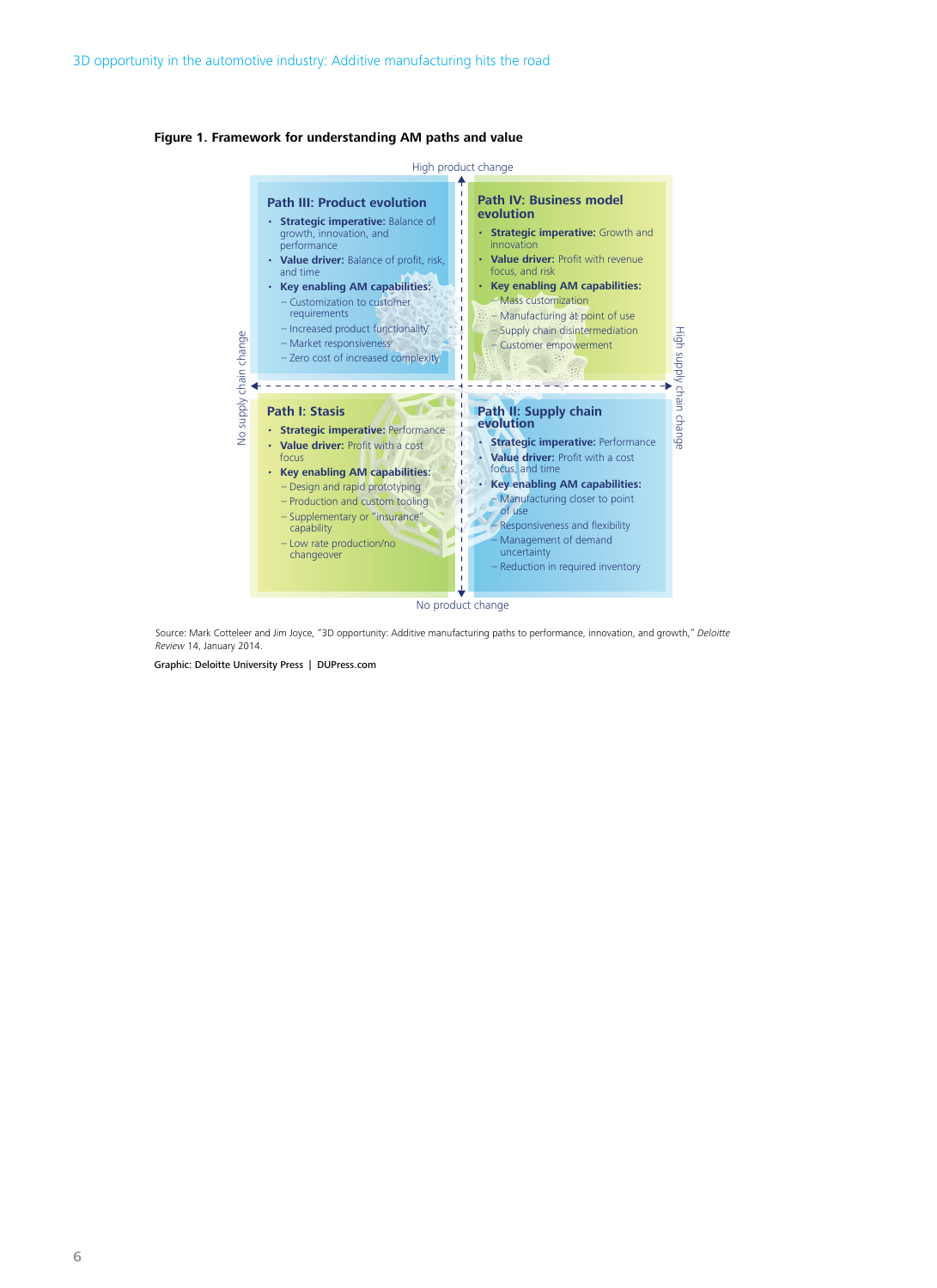**Figure 1. Framework for understanding AM paths and value**

High product change

No supply chain change

High supply chain change

No product change

### Path III: Product evolution

- **Strategic imperative:** Balance of growth, innovation, and performance
- **Value driver:** Balance of profit, risk, and time
- **Key enabling AM capabilities:**
  - Customization to customer requirements
  - Increased product functionality
  - Market responsiveness
  - Zero cost of increased complexity

### Path IV: Business model evolution

- **Strategic imperative:** Growth and innovation
- **Value driver:** Profit with revenue focus, and risk
- **Key enabling AM capabilities:**
  - Mass customization
  - Manufacturing at point of use
  - Supply chain disintermediation
  - Customer empowerment

### Path I: Stasis

- **Strategic imperative:** Performance
- **Value driver:** Profit with a cost focus
- **Key enabling AM capabilities:**
  - Design and rapid prototyping
  - Production and custom tooling
  - Supplementary or "insurance" capability
  - Low rate production/no changeover

### Path II: Supply chain evolution

- **Strategic imperative:** Performance
- **Value driver:** Profit with a cost focus, and time
- **Key enabling AM capabilities:**
  - Manufacturing closer to point of use
  - Responsiveness and flexibility
  - Management of demand uncertainty
  - Reduction in required inventory

Source: Mark Cotteleer and Jim Joyce, "3D opportunity: Additive manufacturing paths to performance, innovation, and growth," *Deloitte Review* 14, January 2014.

Graphic: Deloitte University Press | DUPress.com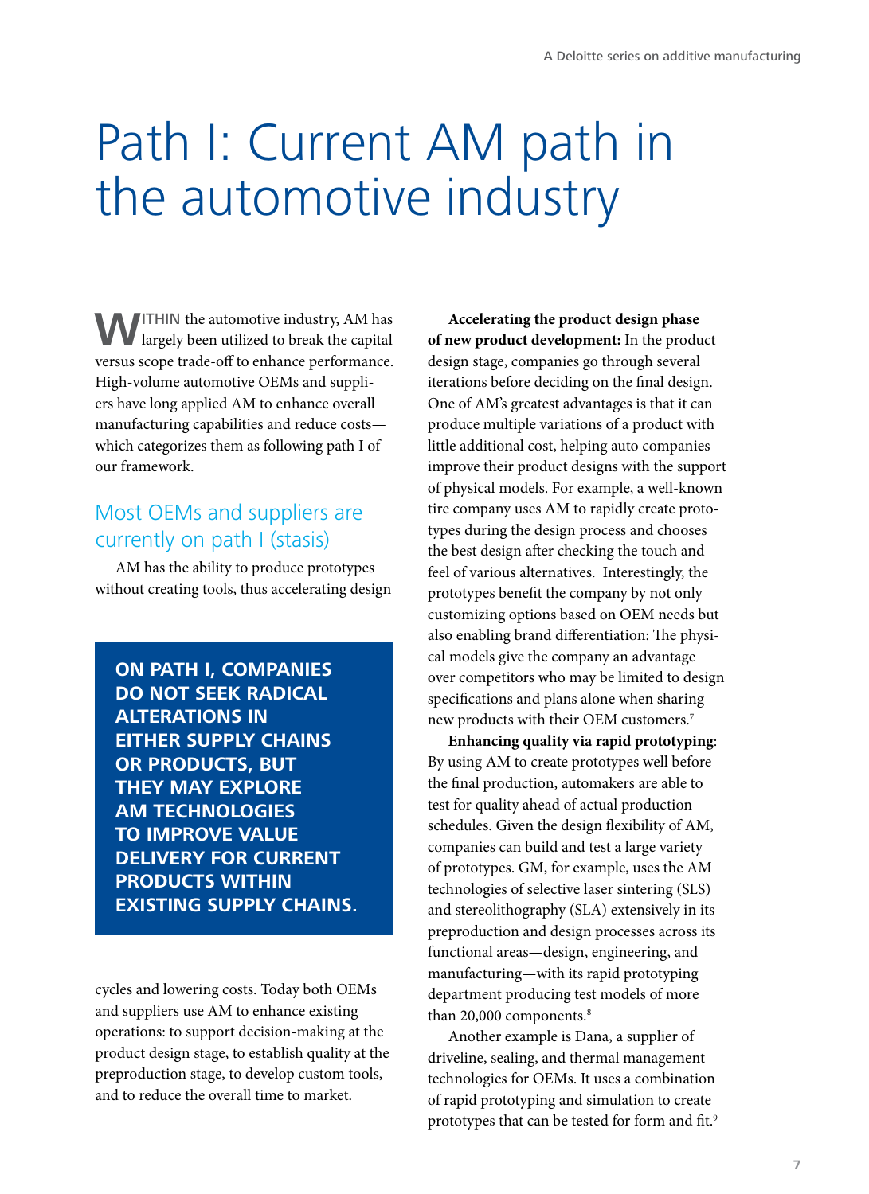# Path I: Current AM path in the automotive industry

WITHIN the automotive industry, AM has largely been utilized to break the capital versus scope trade-off to enhance performance. High-volume automotive OEMs and suppliers have long applied AM to enhance overall manufacturing capabilities and reduce costs—which categorizes them as following path I of our framework.

## Most OEMs and suppliers are currently on path I (stasis)

AM has the ability to produce prototypes without creating tools, thus accelerating design cycles and lowering costs. Today both OEMs and suppliers use AM to enhance existing operations: to support decision-making at the product design stage, to establish quality at the preproduction stage, to develop custom tools, and to reduce the overall time to market.

> **ON PATH I, COMPANIES DO NOT SEEK RADICAL ALTERATIONS IN EITHER SUPPLY CHAINS OR PRODUCTS, BUT THEY MAY EXPLORE AM TECHNOLOGIES TO IMPROVE VALUE DELIVERY FOR CURRENT PRODUCTS WITHIN EXISTING SUPPLY CHAINS.**

**Accelerating the product design phase of new product development:** In the product design stage, companies go through several iterations before deciding on the final design. One of AM's greatest advantages is that it can produce multiple variations of a product with little additional cost, helping auto companies improve their product designs with the support of physical models. For example, a well-known tire company uses AM to rapidly create prototypes during the design process and chooses the best design after checking the touch and feel of various alternatives. Interestingly, the prototypes benefit the company by not only customizing options based on OEM needs but also enabling brand differentiation: The physical models give the company an advantage over competitors who may be limited to design specifications and plans alone when sharing new products with their OEM customers.[7]

**Enhancing quality via rapid prototyping**: By using AM to create prototypes well before the final production, automakers are able to test for quality ahead of actual production schedules. Given the design flexibility of AM, companies can build and test a large variety of prototypes. GM, for example, uses the AM technologies of selective laser sintering (SLS) and stereolithography (SLA) extensively in its preproduction and design processes across its functional areas—design, engineering, and manufacturing—with its rapid prototyping department producing test models of more than 20,000 components.[8]

Another example is Dana, a supplier of driveline, sealing, and thermal management technologies for OEMs. It uses a combination of rapid prototyping and simulation to create prototypes that can be tested for form and fit.[9]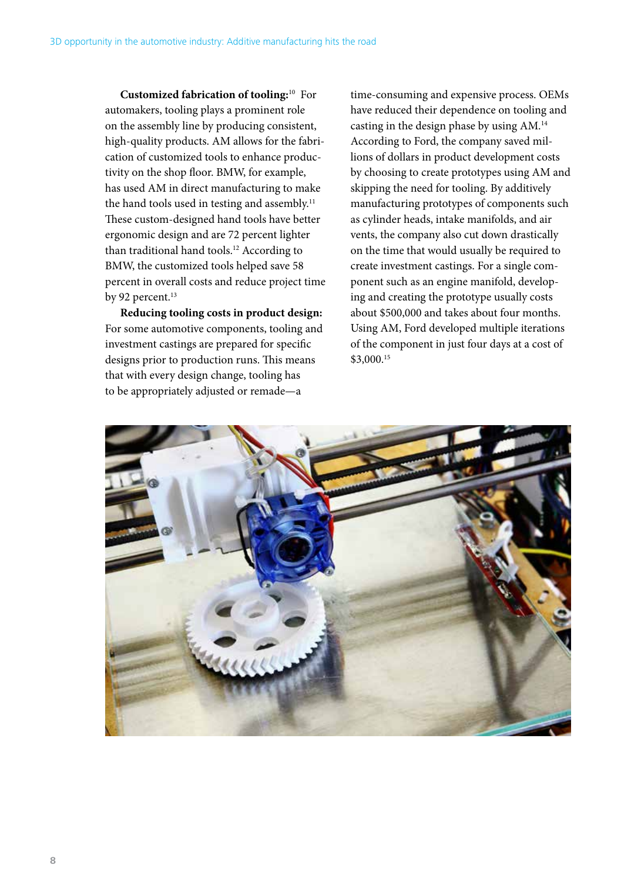**Customized fabrication of tooling:**[10] For automakers, tooling plays a prominent role on the assembly line by producing consistent, high-quality products. AM allows for the fabrication of customized tools to enhance productivity on the shop floor. BMW, for example, has used AM in direct manufacturing to make the hand tools used in testing and assembly.[11] These custom-designed hand tools have better ergonomic design and are 72 percent lighter than traditional hand tools.[12] According to BMW, the customized tools helped save 58 percent in overall costs and reduce project time by 92 percent.[13]

**Reducing tooling costs in product design:** For some automotive components, tooling and investment castings are prepared for specific designs prior to production runs. This means that with every design change, tooling has to be appropriately adjusted or remade—a time-consuming and expensive process. OEMs have reduced their dependence on tooling and casting in the design phase by using AM.[14] According to Ford, the company saved millions of dollars in product development costs by choosing to create prototypes using AM and skipping the need for tooling. By additively manufacturing prototypes of components such as cylinder heads, intake manifolds, and air vents, the company also cut down drastically on the time that would usually be required to create investment castings. For a single component such as an engine manifold, developing and creating the prototype usually costs about $500,000 and takes about four months. Using AM, Ford developed multiple iterations of the component in just four days at a cost of $3,000.[15]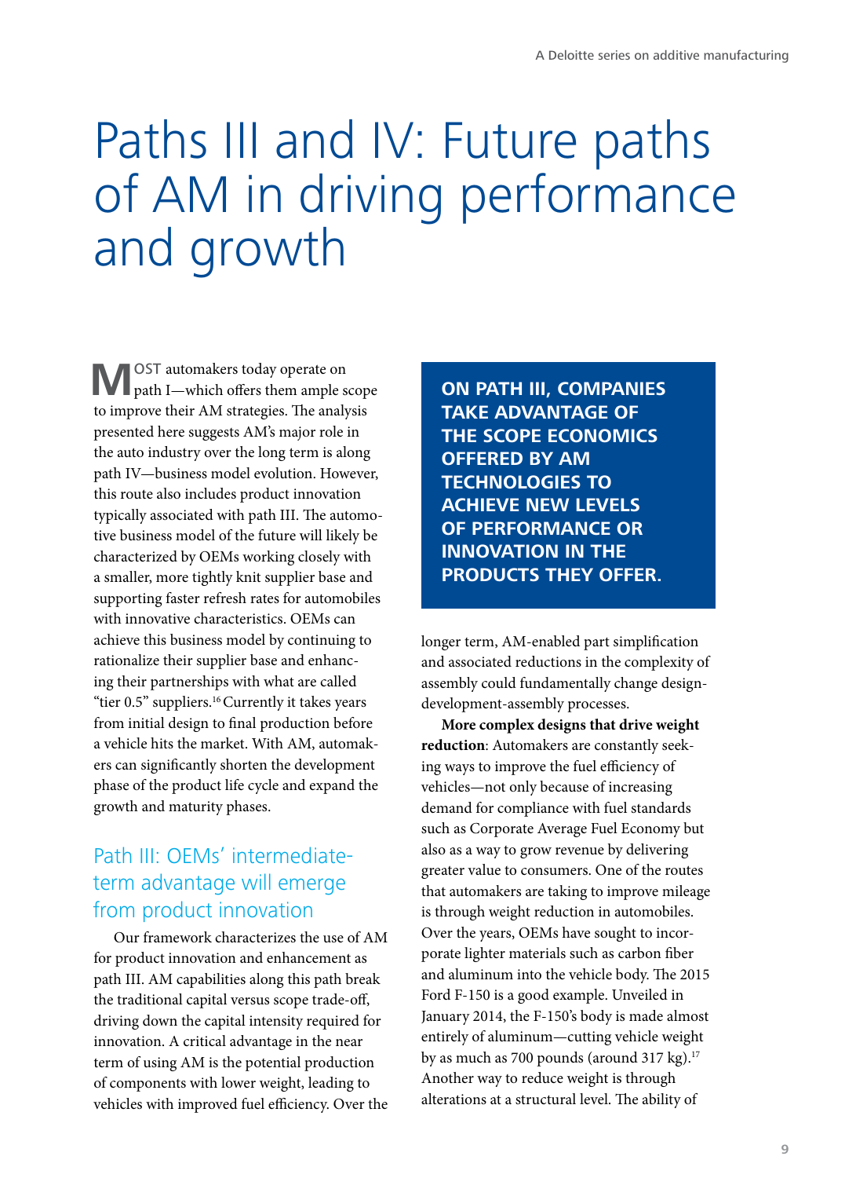# Paths III and IV: Future paths of AM in driving performance and growth

MOST automakers today operate on path I—which offers them ample scope to improve their AM strategies. The analysis presented here suggests AM's major role in the auto industry over the long term is along path IV—business model evolution. However, this route also includes product innovation typically associated with path III. The automotive business model of the future will likely be characterized by OEMs working closely with a smaller, more tightly knit supplier base and supporting faster refresh rates for automobiles with innovative characteristics. OEMs can achieve this business model by continuing to rationalize their supplier base and enhancing their partnerships with what are called "tier 0.5" suppliers.[16] Currently it takes years from initial design to final production before a vehicle hits the market. With AM, automakers can significantly shorten the development phase of the product life cycle and expand the growth and maturity phases.

## Path III: OEMs' intermediate-term advantage will emerge from product innovation

Our framework characterizes the use of AM for product innovation and enhancement as path III. AM capabilities along this path break the traditional capital versus scope trade-off, driving down the capital intensity required for innovation. A critical advantage in the near term of using AM is the potential production of components with lower weight, leading to vehicles with improved fuel efficiency. Over the longer term, AM-enabled part simplification and associated reductions in the complexity of assembly could fundamentally change design-development-assembly processes.

**ON PATH III, COMPANIES TAKE ADVANTAGE OF THE SCOPE ECONOMICS OFFERED BY AM TECHNOLOGIES TO ACHIEVE NEW LEVELS OF PERFORMANCE OR INNOVATION IN THE PRODUCTS THEY OFFER.**

**More complex designs that drive weight reduction**: Automakers are constantly seeking ways to improve the fuel efficiency of vehicles—not only because of increasing demand for compliance with fuel standards such as Corporate Average Fuel Economy but also as a way to grow revenue by delivering greater value to consumers. One of the routes that automakers are taking to improve mileage is through weight reduction in automobiles. Over the years, OEMs have sought to incorporate lighter materials such as carbon fiber and aluminum into the vehicle body. The 2015 Ford F-150 is a good example. Unveiled in January 2014, the F-150's body is made almost entirely of aluminum—cutting vehicle weight by as much as 700 pounds (around 317 kg).[17] Another way to reduce weight is through alterations at a structural level. The ability of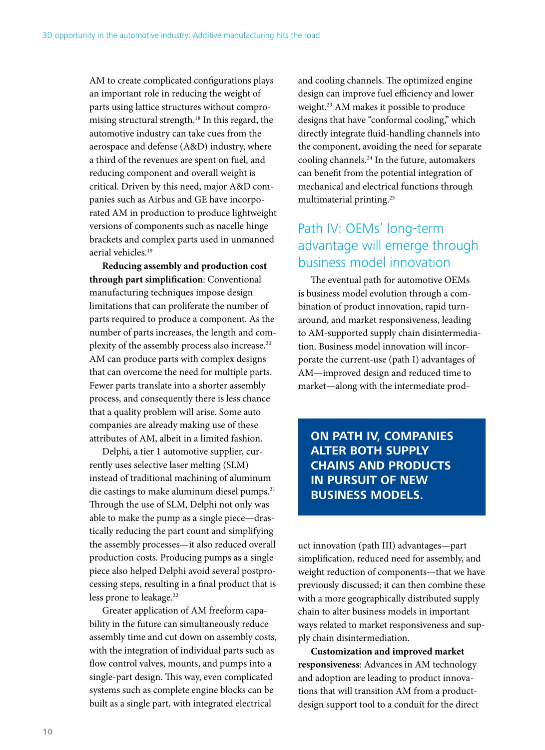AM to create complicated configurations plays an important role in reducing the weight of parts using lattice structures without compromising structural strength.[18] In this regard, the automotive industry can take cues from the aerospace and defense (A&D) industry, where a third of the revenues are spent on fuel, and reducing component and overall weight is critical. Driven by this need, major A&D companies such as Airbus and GE have incorporated AM in production to produce lightweight versions of components such as nacelle hinge brackets and complex parts used in unmanned aerial vehicles.[19]

**Reducing assembly and production cost through part simplification**: Conventional manufacturing techniques impose design limitations that can proliferate the number of parts required to produce a component. As the number of parts increases, the length and complexity of the assembly process also increase.[20] AM can produce parts with complex designs that can overcome the need for multiple parts. Fewer parts translate into a shorter assembly process, and consequently there is less chance that a quality problem will arise. Some auto companies are already making use of these attributes of AM, albeit in a limited fashion.

Delphi, a tier 1 automotive supplier, currently uses selective laser melting (SLM) instead of traditional machining of aluminum die castings to make aluminum diesel pumps.[21] Through the use of SLM, Delphi not only was able to make the pump as a single piece—drastically reducing the part count and simplifying the assembly processes—it also reduced overall production costs. Producing pumps as a single piece also helped Delphi avoid several postprocessing steps, resulting in a final product that is less prone to leakage.[22]

Greater application of AM freeform capability in the future can simultaneously reduce assembly time and cut down on assembly costs, with the integration of individual parts such as flow control valves, mounts, and pumps into a single-part design. This way, even complicated systems such as complete engine blocks can be built as a single part, with integrated electrical and cooling channels. The optimized engine design can improve fuel efficiency and lower weight.[23] AM makes it possible to produce designs that have "conformal cooling," which directly integrate fluid-handling channels into the component, avoiding the need for separate cooling channels.[24] In the future, automakers can benefit from the potential integration of mechanical and electrical functions through multimaterial printing.[25]

## Path IV: OEMs' long-term advantage will emerge through business model innovation

The eventual path for automotive OEMs is business model evolution through a combination of product innovation, rapid turnaround, and market responsiveness, leading to AM-supported supply chain disintermediation. Business model innovation will incorporate the current-use (path I) advantages of AM—improved design and reduced time to market—along with the intermediate product innovation (path III) advantages—part simplification, reduced need for assembly, and weight reduction of components—that we have previously discussed; it can then combine these with a more geographically distributed supply chain to alter business models in important ways related to market responsiveness and supply chain disintermediation.

> **ON PATH IV, COMPANIES ALTER BOTH SUPPLY CHAINS AND PRODUCTS IN PURSUIT OF NEW BUSINESS MODELS.**

**Customization and improved market responsiveness**: Advances in AM technology and adoption are leading to product innovations that will transition AM from a product-design support tool to a conduit for the direct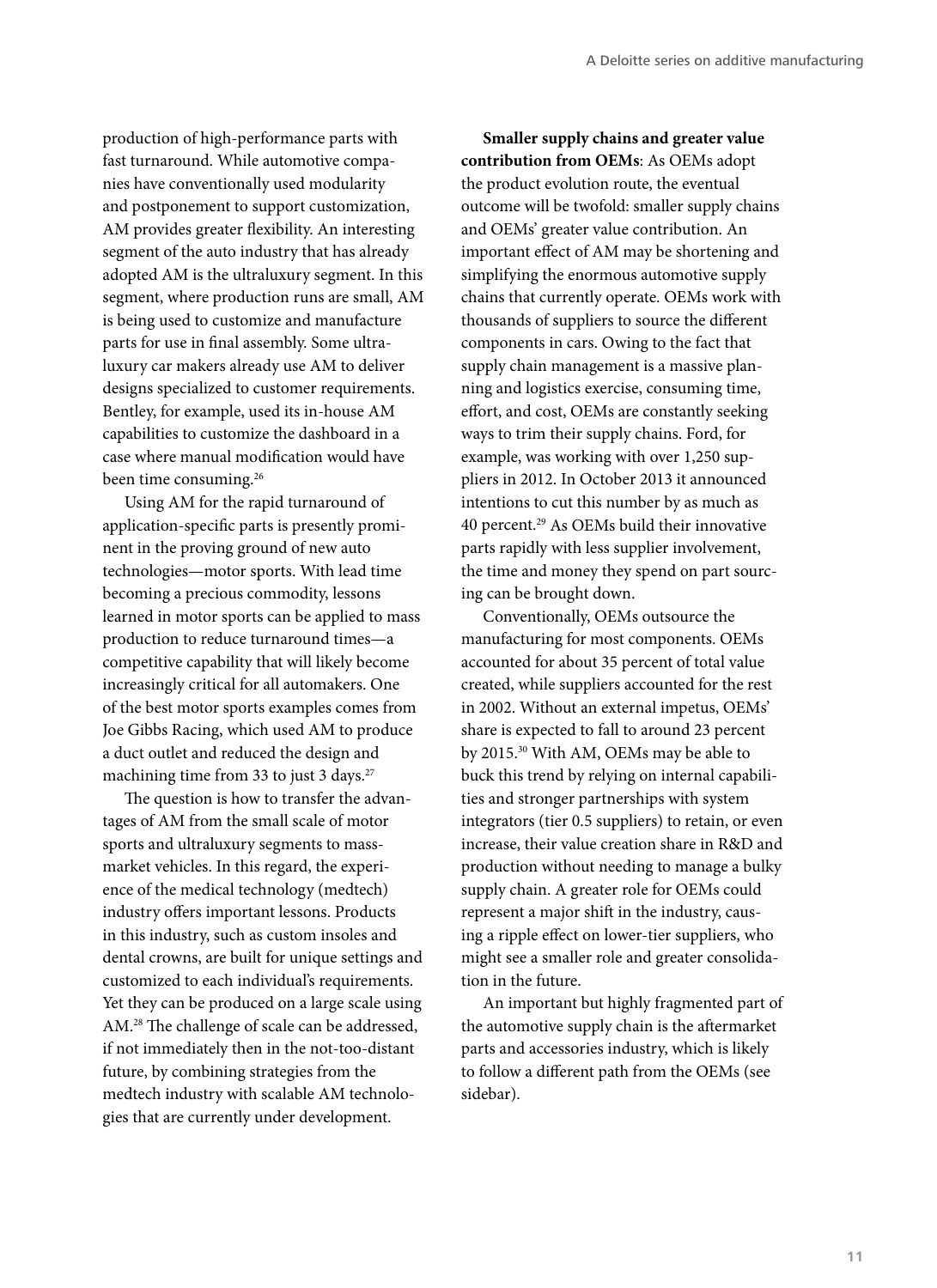production of high-performance parts with fast turnaround. While automotive companies have conventionally used modularity and postponement to support customization, AM provides greater flexibility. An interesting segment of the auto industry that has already adopted AM is the ultraluxury segment. In this segment, where production runs are small, AM is being used to customize and manufacture parts for use in final assembly. Some ultraluxury car makers already use AM to deliver designs specialized to customer requirements. Bentley, for example, used its in-house AM capabilities to customize the dashboard in a case where manual modification would have been time consuming.[26]

Using AM for the rapid turnaround of application-specific parts is presently prominent in the proving ground of new auto technologies—motor sports. With lead time becoming a precious commodity, lessons learned in motor sports can be applied to mass production to reduce turnaround times—a competitive capability that will likely become increasingly critical for all automakers. One of the best motor sports examples comes from Joe Gibbs Racing, which used AM to produce a duct outlet and reduced the design and machining time from 33 to just 3 days.[27]

The question is how to transfer the advantages of AM from the small scale of motor sports and ultraluxury segments to mass-market vehicles. In this regard, the experience of the medical technology (medtech) industry offers important lessons. Products in this industry, such as custom insoles and dental crowns, are built for unique settings and customized to each individual's requirements. Yet they can be produced on a large scale using AM.[28] The challenge of scale can be addressed, if not immediately then in the not-too-distant future, by combining strategies from the medtech industry with scalable AM technologies that are currently under development.

**Smaller supply chains and greater value contribution from OEMs**: As OEMs adopt the product evolution route, the eventual outcome will be twofold: smaller supply chains and OEMs' greater value contribution. An important effect of AM may be shortening and simplifying the enormous automotive supply chains that currently operate. OEMs work with thousands of suppliers to source the different components in cars. Owing to the fact that supply chain management is a massive planning and logistics exercise, consuming time, effort, and cost, OEMs are constantly seeking ways to trim their supply chains. Ford, for example, was working with over 1,250 suppliers in 2012. In October 2013 it announced intentions to cut this number by as much as 40 percent.[29] As OEMs build their innovative parts rapidly with less supplier involvement, the time and money they spend on part sourcing can be brought down.

Conventionally, OEMs outsource the manufacturing for most components. OEMs accounted for about 35 percent of total value created, while suppliers accounted for the rest in 2002. Without an external impetus, OEMs' share is expected to fall to around 23 percent by 2015.[30] With AM, OEMs may be able to buck this trend by relying on internal capabilities and stronger partnerships with system integrators (tier 0.5 suppliers) to retain, or even increase, their value creation share in R&D and production without needing to manage a bulky supply chain. A greater role for OEMs could represent a major shift in the industry, causing a ripple effect on lower-tier suppliers, who might see a smaller role and greater consolidation in the future.

An important but highly fragmented part of the automotive supply chain is the aftermarket parts and accessories industry, which is likely to follow a different path from the OEMs (see sidebar).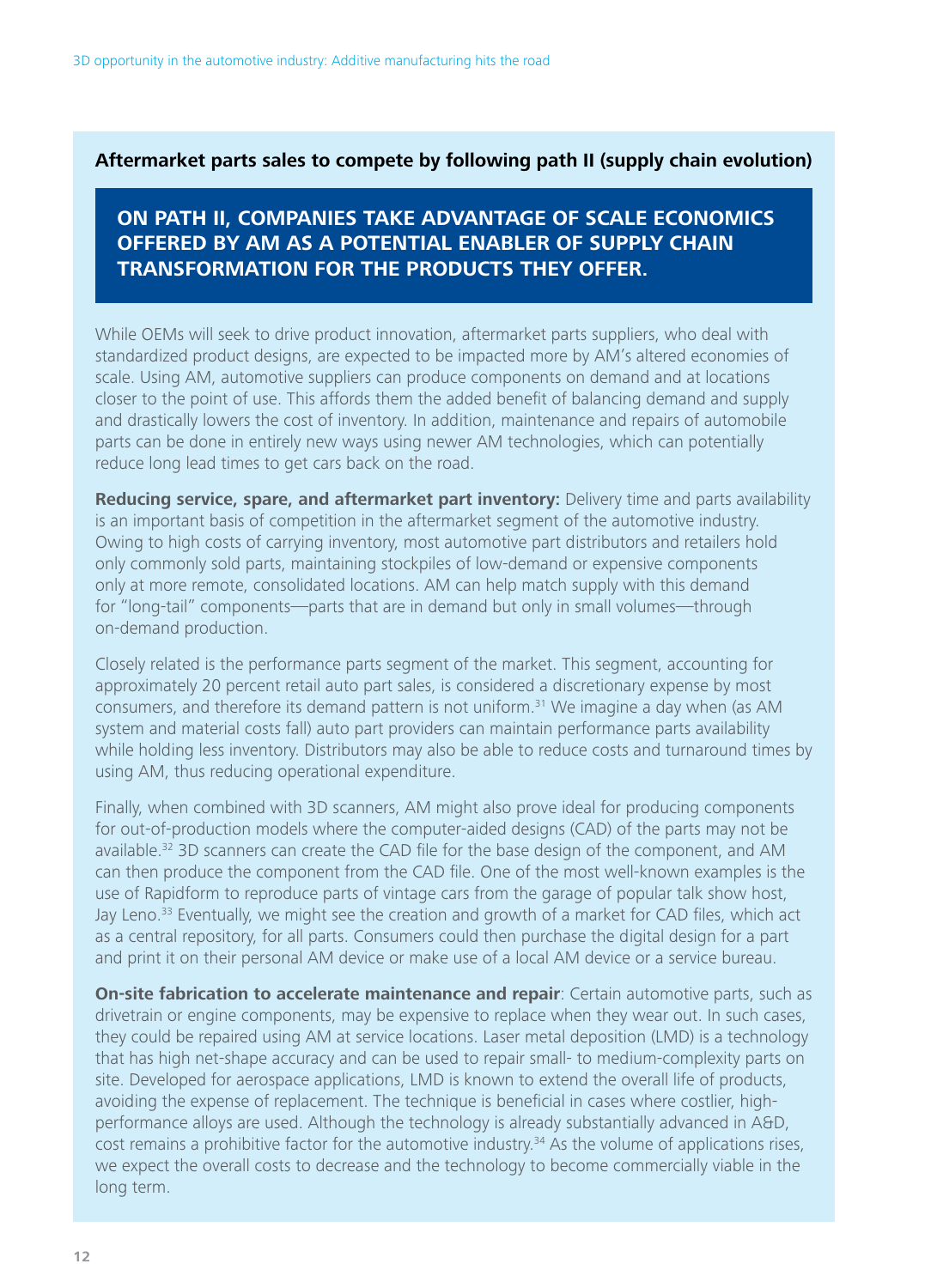### Aftermarket parts sales to compete by following path II (supply chain evolution)

**ON PATH II, COMPANIES TAKE ADVANTAGE OF SCALE ECONOMICS OFFERED BY AM AS A POTENTIAL ENABLER OF SUPPLY CHAIN TRANSFORMATION FOR THE PRODUCTS THEY OFFER.**

While OEMs will seek to drive product innovation, aftermarket parts suppliers, who deal with standardized product designs, are expected to be impacted more by AM's altered economies of scale. Using AM, automotive suppliers can produce components on demand and at locations closer to the point of use. This affords them the added benefit of balancing demand and supply and drastically lowers the cost of inventory. In addition, maintenance and repairs of automobile parts can be done in entirely new ways using newer AM technologies, which can potentially reduce long lead times to get cars back on the road.

**Reducing service, spare, and aftermarket part inventory:** Delivery time and parts availability is an important basis of competition in the aftermarket segment of the automotive industry. Owing to high costs of carrying inventory, most automotive part distributors and retailers hold only commonly sold parts, maintaining stockpiles of low-demand or expensive components only at more remote, consolidated locations. AM can help match supply with this demand for "long-tail" components—parts that are in demand but only in small volumes—through on-demand production.

Closely related is the performance parts segment of the market. This segment, accounting for approximately 20 percent retail auto part sales, is considered a discretionary expense by most consumers, and therefore its demand pattern is not uniform.[31] We imagine a day when (as AM system and material costs fall) auto part providers can maintain performance parts availability while holding less inventory. Distributors may also be able to reduce costs and turnaround times by using AM, thus reducing operational expenditure.

Finally, when combined with 3D scanners, AM might also prove ideal for producing components for out-of-production models where the computer-aided designs (CAD) of the parts may not be available.[32] 3D scanners can create the CAD file for the base design of the component, and AM can then produce the component from the CAD file. One of the most well-known examples is the use of Rapidform to reproduce parts of vintage cars from the garage of popular talk show host, Jay Leno.[33] Eventually, we might see the creation and growth of a market for CAD files, which act as a central repository, for all parts. Consumers could then purchase the digital design for a part and print it on their personal AM device or make use of a local AM device or a service bureau.

**On-site fabrication to accelerate maintenance and repair**: Certain automotive parts, such as drivetrain or engine components, may be expensive to replace when they wear out. In such cases, they could be repaired using AM at service locations. Laser metal deposition (LMD) is a technology that has high net-shape accuracy and can be used to repair small- to medium-complexity parts on site. Developed for aerospace applications, LMD is known to extend the overall life of products, avoiding the expense of replacement. The technique is beneficial in cases where costlier, high-performance alloys are used. Although the technology is already substantially advanced in A&D, cost remains a prohibitive factor for the automotive industry.[34] As the volume of applications rises, we expect the overall costs to decrease and the technology to become commercially viable in the long term.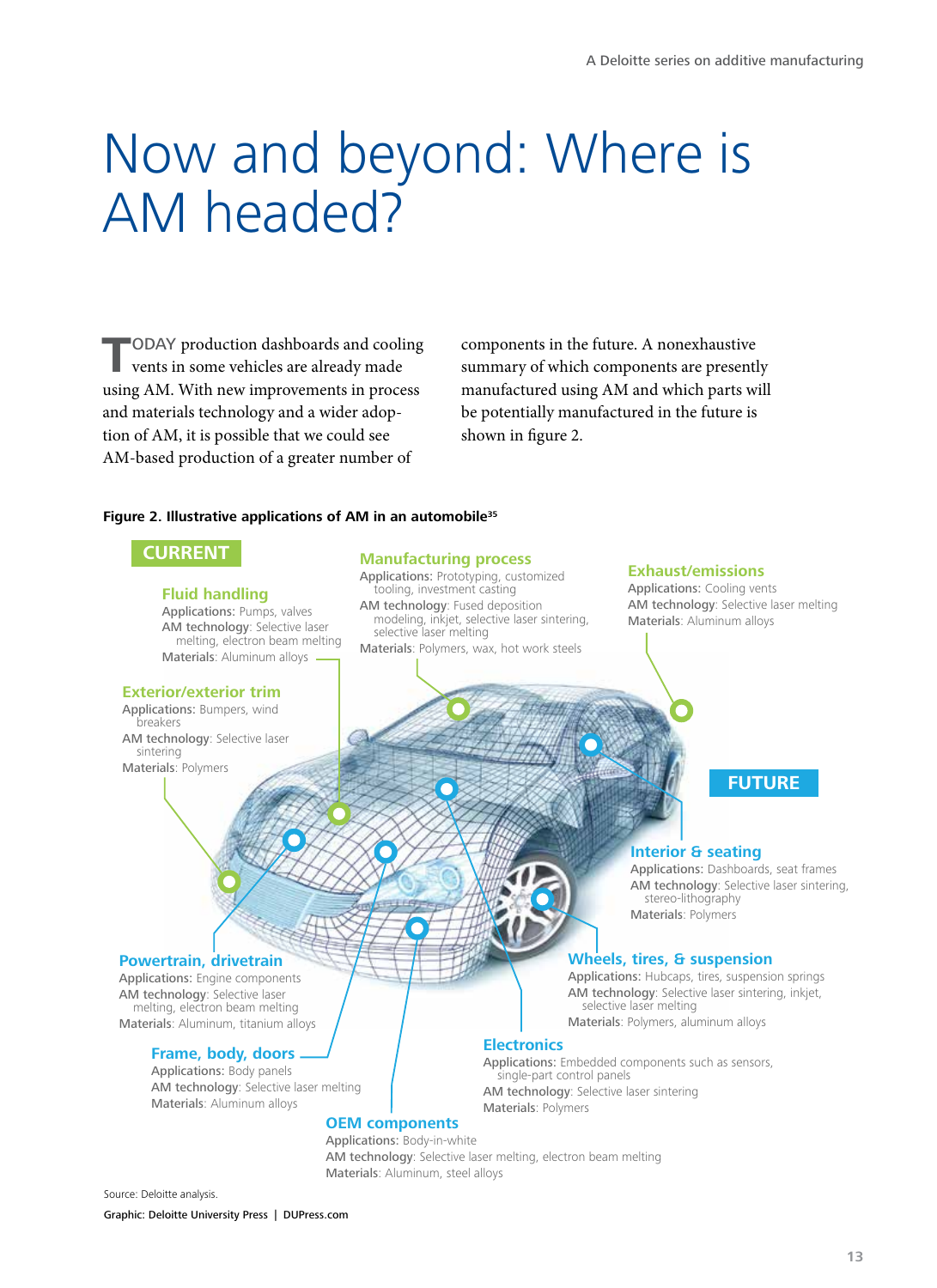# Now and beyond: Where is AM headed?

TODAY production dashboards and cooling vents in some vehicles are already made using AM. With new improvements in process and materials technology and a wider adoption of AM, it is possible that we could see AM-based production of a greater number of components in the future. A nonexhaustive summary of which components are presently manufactured using AM and which parts will be potentially manufactured in the future is shown in figure 2.

**Figure 2. Illustrative applications of AM in an automobile[35]**

**CURRENT**

**Fluid handling**
Applications: Pumps, valves
AM technology: Selective laser melting, electron beam melting
Materials: Aluminum alloys

**Manufacturing process**
Applications: Prototyping, customized tooling, investment casting
AM technology: Fused deposition modeling, inkjet, selective laser sintering, selective laser melting
Materials: Polymers, wax, hot work steels

**Exhaust/emissions**
Applications: Cooling vents
AM technology: Selective laser melting
Materials: Aluminum alloys

**Exterior/exterior trim**
Applications: Bumpers, wind breakers
AM technology: Selective laser sintering
Materials: Polymers

**FUTURE**

**Interior & seating**
Applications: Dashboards, seat frames
AM technology: Selective laser sintering, stereo-lithography
Materials: Polymers

**Powertrain, drivetrain**
Applications: Engine components
AM technology: Selective laser melting, electron beam melting
Materials: Aluminum, titanium alloys

**Wheels, tires, & suspension**
Applications: Hubcaps, tires, suspension springs
AM technology: Selective laser sintering, inkjet, selective laser melting
Materials: Polymers, aluminum alloys

**Frame, body, doors**
Applications: Body panels
AM technology: Selective laser melting
Materials: Aluminum alloys

**Electronics**
Applications: Embedded components such as sensors, single-part control panels
AM technology: Selective laser sintering
Materials: Polymers

**OEM components**
Applications: Body-in-white
AM technology: Selective laser melting, electron beam melting
Materials: Aluminum, steel alloys

Source: Deloitte analysis.

Graphic: Deloitte University Press | DUPress.com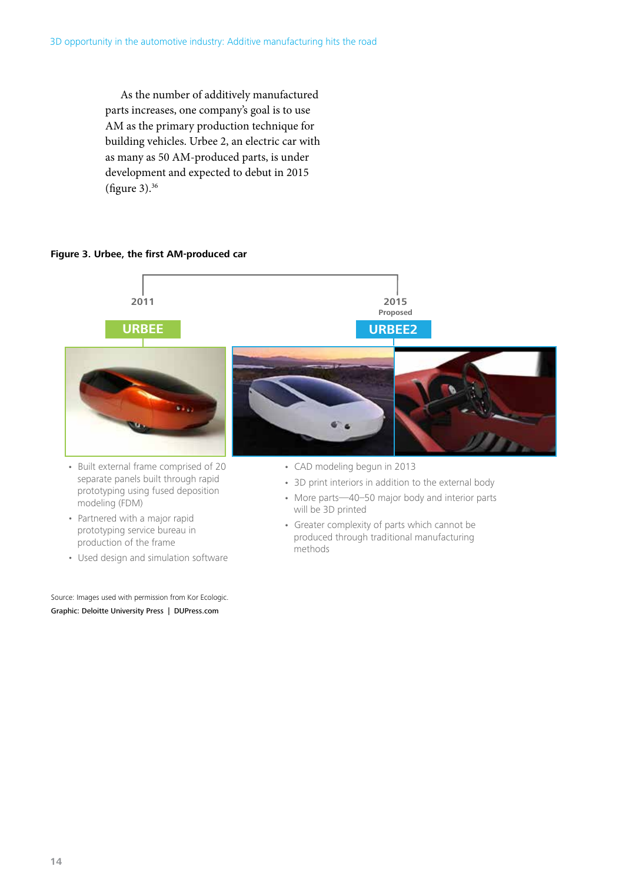As the number of additively manufactured parts increases, one company's goal is to use AM as the primary production technique for building vehicles. Urbee 2, an electric car with as many as 50 AM-produced parts, is under development and expected to debut in 2015 (figure 3).[36]

**Figure 3. Urbee, the first AM-produced car**

**2011**

**URBEE**

- Built external frame comprised of 20 separate panels built through rapid prototyping using fused deposition modeling (FDM)
- Partnered with a major rapid prototyping service bureau in production of the frame
- Used design and simulation software

**2015**
**Proposed**

**URBEE2**

- CAD modeling begun in 2013
- 3D print interiors in addition to the external body
- More parts—40–50 major body and interior parts will be 3D printed
- Greater complexity of parts which cannot be produced through traditional manufacturing methods

Source: Images used with permission from Kor Ecologic.

Graphic: Deloitte University Press | DUPress.com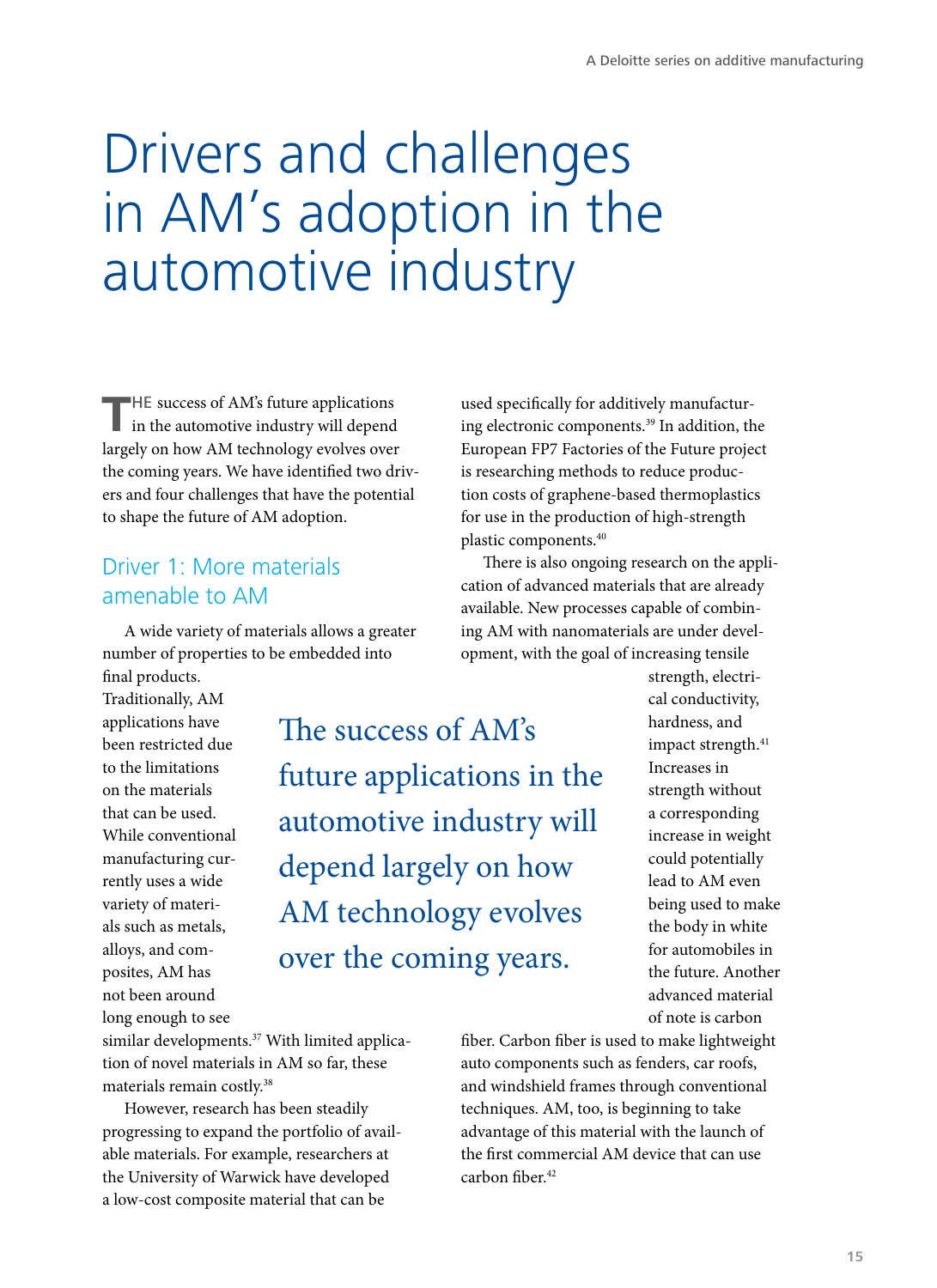# Drivers and challenges in AM's adoption in the automotive industry

THE success of AM's future applications in the automotive industry will depend largely on how AM technology evolves over the coming years. We have identified two drivers and four challenges that have the potential to shape the future of AM adoption.

## Driver 1: More materials amenable to AM

A wide variety of materials allows a greater number of properties to be embedded into final products. Traditionally, AM applications have been restricted due to the limitations on the materials that can be used. While conventional manufacturing currently uses a wide variety of materials such as metals, alloys, and composites, AM has not been around long enough to see similar developments.[37] With limited application of novel materials in AM so far, these materials remain costly.[38]

However, research has been steadily progressing to expand the portfolio of available materials. For example, researchers at the University of Warwick have developed a low-cost composite material that can be used specifically for additively manufacturing electronic components.[39] In addition, the European FP7 Factories of the Future project is researching methods to reduce production costs of graphene-based thermoplastics for use in the production of high-strength plastic components.[40]

> The success of AM's future applications in the automotive industry will depend largely on how AM technology evolves over the coming years.

There is also ongoing research on the application of advanced materials that are already available. New processes capable of combining AM with nanomaterials are under development, with the goal of increasing tensile strength, electrical conductivity, hardness, and impact strength.[41] Increases in strength without a corresponding increase in weight could potentially lead to AM even being used to make the body in white for automobiles in the future. Another advanced material of note is carbon fiber. Carbon fiber is used to make lightweight auto components such as fenders, car roofs, and windshield frames through conventional techniques. AM, too, is beginning to take advantage of this material with the launch of the first commercial AM device that can use carbon fiber.[42]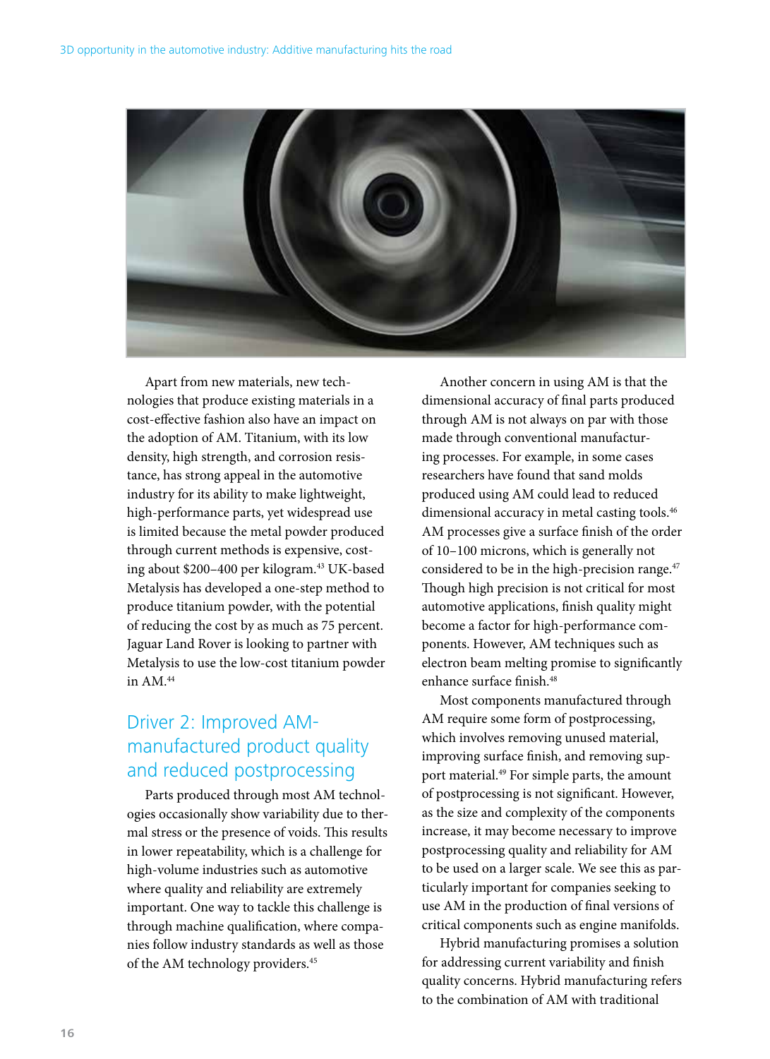Apart from new materials, new technologies that produce existing materials in a cost-effective fashion also have an impact on the adoption of AM. Titanium, with its low density, high strength, and corrosion resistance, has strong appeal in the automotive industry for its ability to make lightweight, high-performance parts, yet widespread use is limited because the metal powder produced through current methods is expensive, costing about $200–400 per kilogram.[43] UK-based Metalysis has developed a one-step method to produce titanium powder, with the potential of reducing the cost by as much as 75 percent. Jaguar Land Rover is looking to partner with Metalysis to use the low-cost titanium powder in AM.[44]

## Driver 2: Improved AM-manufactured product quality and reduced postprocessing

Parts produced through most AM technologies occasionally show variability due to thermal stress or the presence of voids. This results in lower repeatability, which is a challenge for high-volume industries such as automotive where quality and reliability are extremely important. One way to tackle this challenge is through machine qualification, where companies follow industry standards as well as those of the AM technology providers.[45]

Another concern in using AM is that the dimensional accuracy of final parts produced through AM is not always on par with those made through conventional manufacturing processes. For example, in some cases researchers have found that sand molds produced using AM could lead to reduced dimensional accuracy in metal casting tools.[46] AM processes give a surface finish of the order of 10–100 microns, which is generally not considered to be in the high-precision range.[47] Though high precision is not critical for most automotive applications, finish quality might become a factor for high-performance components. However, AM techniques such as electron beam melting promise to significantly enhance surface finish.[48]

Most components manufactured through AM require some form of postprocessing, which involves removing unused material, improving surface finish, and removing support material.[49] For simple parts, the amount of postprocessing is not significant. However, as the size and complexity of the components increase, it may become necessary to improve postprocessing quality and reliability for AM to be used on a larger scale. We see this as particularly important for companies seeking to use AM in the production of final versions of critical components such as engine manifolds.

Hybrid manufacturing promises a solution for addressing current variability and finish quality concerns. Hybrid manufacturing refers to the combination of AM with traditional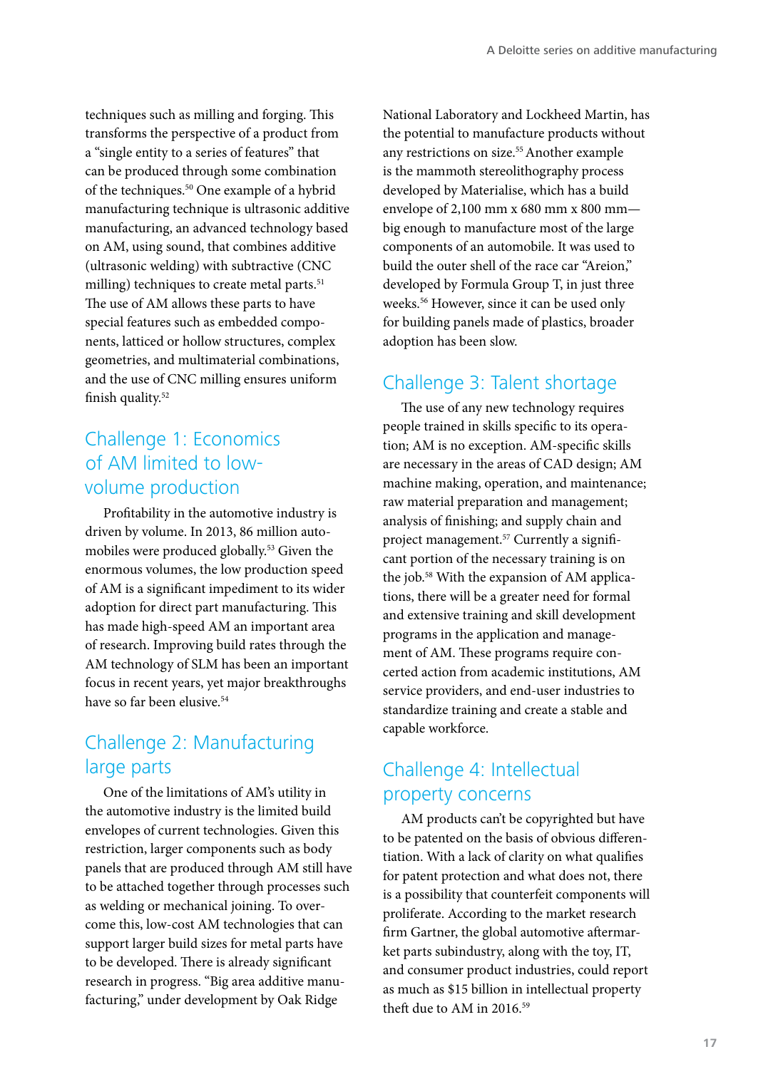techniques such as milling and forging. This transforms the perspective of a product from a "single entity to a series of features" that can be produced through some combination of the techniques.[50] One example of a hybrid manufacturing technique is ultrasonic additive manufacturing, an advanced technology based on AM, using sound, that combines additive (ultrasonic welding) with subtractive (CNC milling) techniques to create metal parts.[51] The use of AM allows these parts to have special features such as embedded components, latticed or hollow structures, complex geometries, and multimaterial combinations, and the use of CNC milling ensures uniform finish quality.[52]

## Challenge 1: Economics of AM limited to low-volume production

Profitability in the automotive industry is driven by volume. In 2013, 86 million automobiles were produced globally.[53] Given the enormous volumes, the low production speed of AM is a significant impediment to its wider adoption for direct part manufacturing. This has made high-speed AM an important area of research. Improving build rates through the AM technology of SLM has been an important focus in recent years, yet major breakthroughs have so far been elusive.[54]

## Challenge 2: Manufacturing large parts

One of the limitations of AM's utility in the automotive industry is the limited build envelopes of current technologies. Given this restriction, larger components such as body panels that are produced through AM still have to be attached together through processes such as welding or mechanical joining. To overcome this, low-cost AM technologies that can support larger build sizes for metal parts have to be developed. There is already significant research in progress. "Big area additive manufacturing," under development by Oak Ridge National Laboratory and Lockheed Martin, has the potential to manufacture products without any restrictions on size.[55] Another example is the mammoth stereolithography process developed by Materialise, which has a build envelope of 2,100 mm x 680 mm x 800 mm—big enough to manufacture most of the large components of an automobile. It was used to build the outer shell of the race car "Areion," developed by Formula Group T, in just three weeks.[56] However, since it can be used only for building panels made of plastics, broader adoption has been slow.

## Challenge 3: Talent shortage

The use of any new technology requires people trained in skills specific to its operation; AM is no exception. AM-specific skills are necessary in the areas of CAD design; AM machine making, operation, and maintenance; raw material preparation and management; analysis of finishing; and supply chain and project management.[57] Currently a significant portion of the necessary training is on the job.[58] With the expansion of AM applications, there will be a greater need for formal and extensive training and skill development programs in the application and management of AM. These programs require concerted action from academic institutions, AM service providers, and end-user industries to standardize training and create a stable and capable workforce.

## Challenge 4: Intellectual property concerns

AM products can't be copyrighted but have to be patented on the basis of obvious differentiation. With a lack of clarity on what qualifies for patent protection and what does not, there is a possibility that counterfeit components will proliferate. According to the market research firm Gartner, the global automotive aftermarket parts subindustry, along with the toy, IT, and consumer product industries, could report as much as $15 billion in intellectual property theft due to AM in 2016.[59]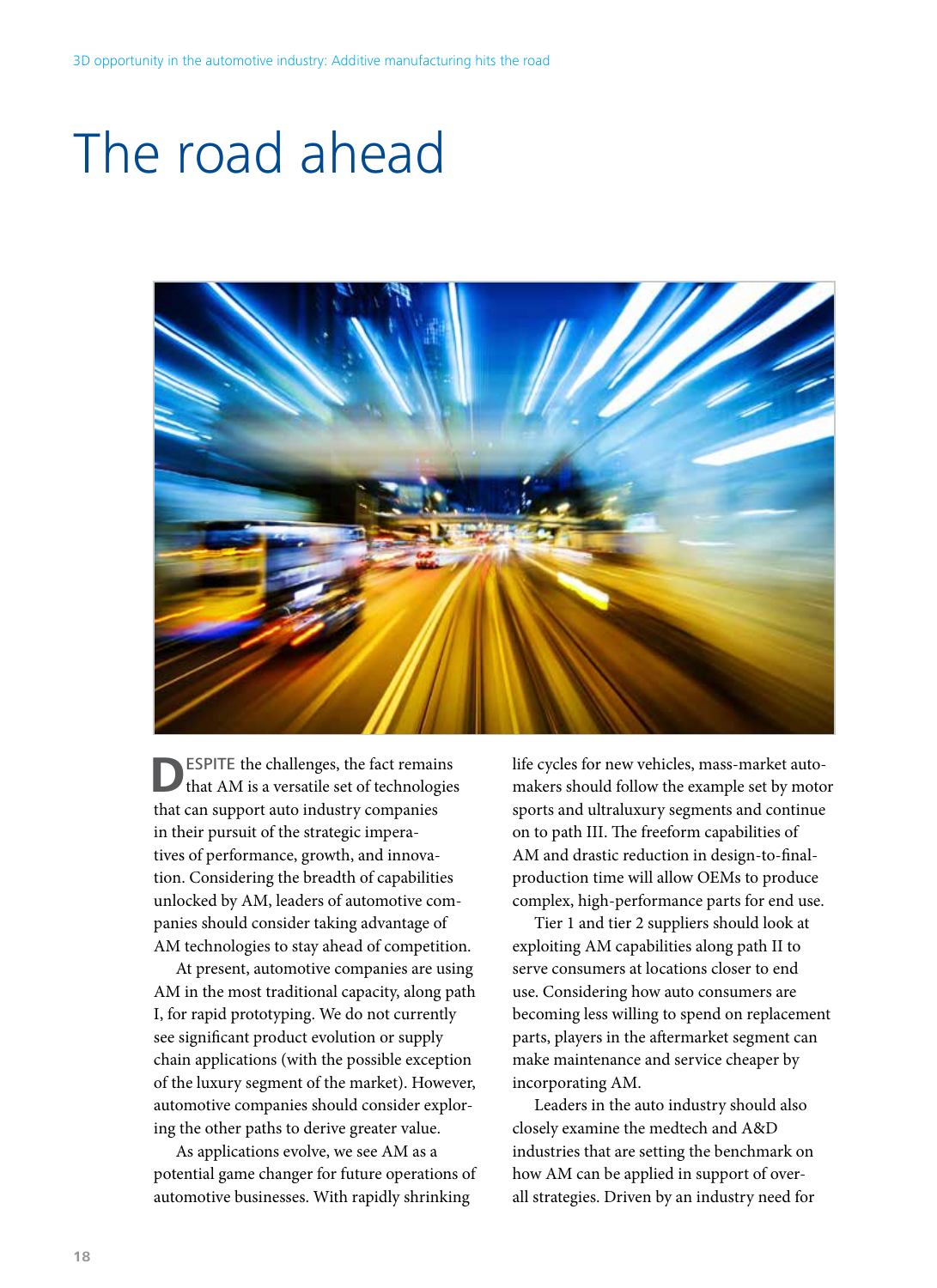# The road ahead

DESPITE the challenges, the fact remains that AM is a versatile set of technologies that can support auto industry companies in their pursuit of the strategic imperatives of performance, growth, and innovation. Considering the breadth of capabilities unlocked by AM, leaders of automotive companies should consider taking advantage of AM technologies to stay ahead of competition.

At present, automotive companies are using AM in the most traditional capacity, along path I, for rapid prototyping. We do not currently see significant product evolution or supply chain applications (with the possible exception of the luxury segment of the market). However, automotive companies should consider exploring the other paths to derive greater value.

As applications evolve, we see AM as a potential game changer for future operations of automotive businesses. With rapidly shrinking life cycles for new vehicles, mass-market automakers should follow the example set by motor sports and ultraluxury segments and continue on to path III. The freeform capabilities of AM and drastic reduction in design-to-final-production time will allow OEMs to produce complex, high-performance parts for end use.

Tier 1 and tier 2 suppliers should look at exploiting AM capabilities along path II to serve consumers at locations closer to end use. Considering how auto consumers are becoming less willing to spend on replacement parts, players in the aftermarket segment can make maintenance and service cheaper by incorporating AM.

Leaders in the auto industry should also closely examine the medtech and A&D industries that are setting the benchmark on how AM can be applied in support of overall strategies. Driven by an industry need for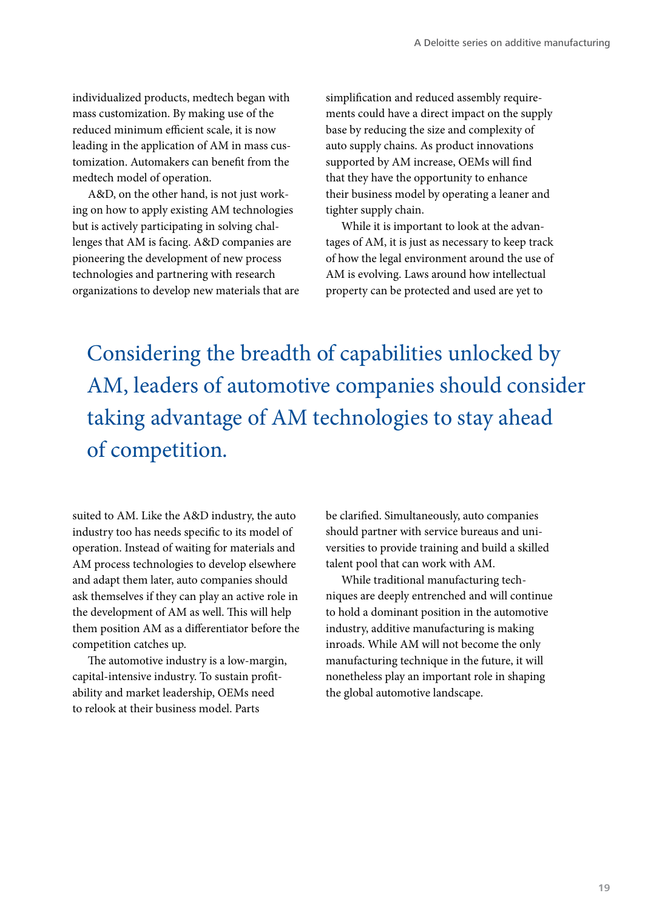individualized products, medtech began with mass customization. By making use of the reduced minimum efficient scale, it is now leading in the application of AM in mass customization. Automakers can benefit from the medtech model of operation.

A&D, on the other hand, is not just working on how to apply existing AM technologies but is actively participating in solving challenges that AM is facing. A&D companies are pioneering the development of new process technologies and partnering with research organizations to develop new materials that are suited to AM. Like the A&D industry, the auto industry too has needs specific to its model of operation. Instead of waiting for materials and AM process technologies to develop elsewhere and adapt them later, auto companies should ask themselves if they can play an active role in the development of AM as well. This will help them position AM as a differentiator before the competition catches up.

The automotive industry is a low-margin, capital-intensive industry. To sustain profitability and market leadership, OEMs need to relook at their business model. Parts simplification and reduced assembly requirements could have a direct impact on the supply base by reducing the size and complexity of auto supply chains. As product innovations supported by AM increase, OEMs will find that they have the opportunity to enhance their business model by operating a leaner and tighter supply chain.

While it is important to look at the advantages of AM, it is just as necessary to keep track of how the legal environment around the use of AM is evolving. Laws around how intellectual property can be protected and used are yet to be clarified. Simultaneously, auto companies should partner with service bureaus and universities to provide training and build a skilled talent pool that can work with AM.

While traditional manufacturing techniques are deeply entrenched and will continue to hold a dominant position in the automotive industry, additive manufacturing is making inroads. While AM will not become the only manufacturing technique in the future, it will nonetheless play an important role in shaping the global automotive landscape.

> Considering the breadth of capabilities unlocked by AM, leaders of automotive companies should consider taking advantage of AM technologies to stay ahead of competition.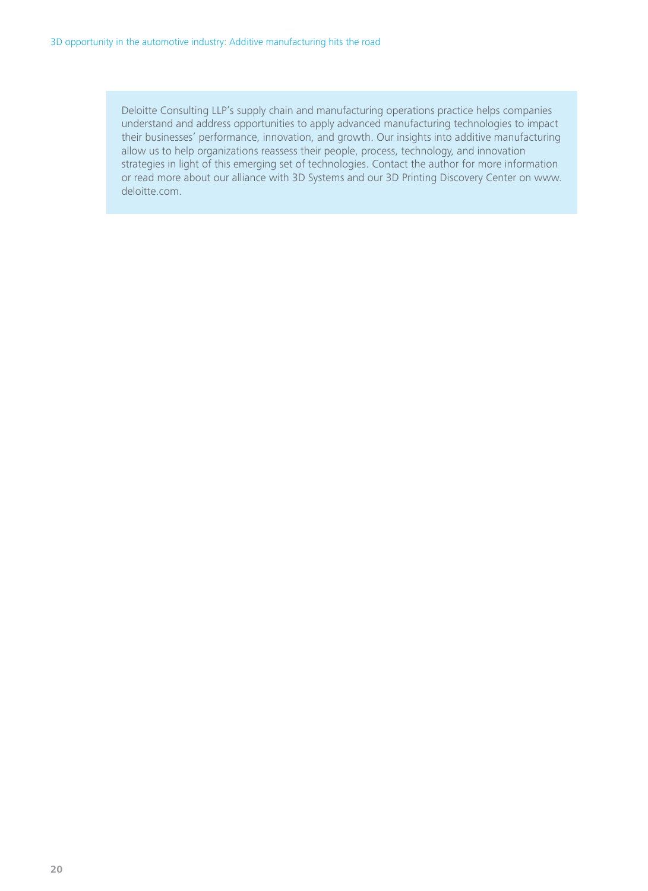Deloitte Consulting LLP's supply chain and manufacturing operations practice helps companies understand and address opportunities to apply advanced manufacturing technologies to impact their businesses' performance, innovation, and growth. Our insights into additive manufacturing allow us to help organizations reassess their people, process, technology, and innovation strategies in light of this emerging set of technologies. Contact the author for more information or read more about our alliance with 3D Systems and our 3D Printing Discovery Center on www.deloitte.com.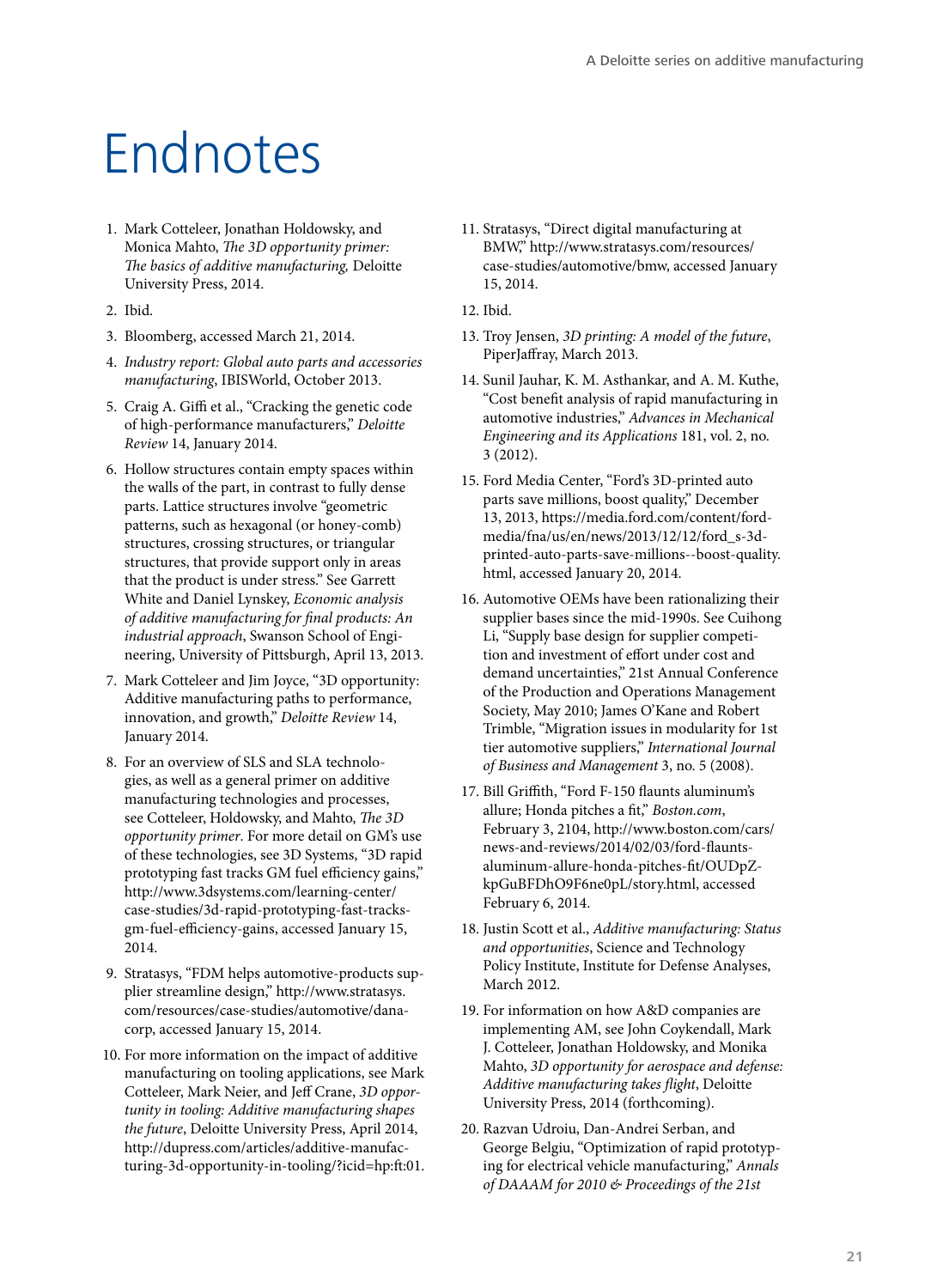# Endnotes

1. Mark Cotteleer, Jonathan Holdowsky, and Monica Mahto, *The 3D opportunity primer: The basics of additive manufacturing,* Deloitte University Press, 2014.
2. Ibid.
3. Bloomberg, accessed March 21, 2014.
4. *Industry report: Global auto parts and accessories manufacturing*, IBISWorld, October 2013.
5. Craig A. Giffi et al., "Cracking the genetic code of high-performance manufacturers," *Deloitte Review* 14, January 2014.
6. Hollow structures contain empty spaces within the walls of the part, in contrast to fully dense parts. Lattice structures involve "geometric patterns, such as hexagonal (or honey-comb) structures, crossing structures, or triangular structures, that provide support only in areas that the product is under stress." See Garrett White and Daniel Lynskey, *Economic analysis of additive manufacturing for final products: An industrial approach*, Swanson School of Engineering, University of Pittsburgh, April 13, 2013.
7. Mark Cotteleer and Jim Joyce, "3D opportunity: Additive manufacturing paths to performance, innovation, and growth," *Deloitte Review* 14, January 2014.
8. For an overview of SLS and SLA technologies, as well as a general primer on additive manufacturing technologies and processes, see Cotteleer, Holdowsky, and Mahto, *The 3D opportunity primer*. For more detail on GM's use of these technologies, see 3D Systems, "3D rapid prototyping fast tracks GM fuel efficiency gains," http://www.3dsystems.com/learning-center/case-studies/3d-rapid-prototyping-fast-tracks-gm-fuel-efficiency-gains, accessed January 15, 2014.
9. Stratasys, "FDM helps automotive-products supplier streamline design," http://www.stratasys.com/resources/case-studies/automotive/dana-corp, accessed January 15, 2014.
10. For more information on the impact of additive manufacturing on tooling applications, see Mark Cotteleer, Mark Neier, and Jeff Crane, *3D opportunity in tooling: Additive manufacturing shapes the future*, Deloitte University Press, April 2014, http://dupress.com/articles/additive-manufacturing-3d-opportunity-in-tooling/?icid=hp:ft:01.
11. Stratasys, "Direct digital manufacturing at BMW," http://www.stratasys.com/resources/case-studies/automotive/bmw, accessed January 15, 2014.
12. Ibid.
13. Troy Jensen, *3D printing: A model of the future*, PiperJaffray, March 2013.
14. Sunil Jauhar, K. M. Asthankar, and A. M. Kuthe, "Cost benefit analysis of rapid manufacturing in automotive industries," *Advances in Mechanical Engineering and its Applications* 181, vol. 2, no. 3 (2012).
15. Ford Media Center, "Ford's 3D-printed auto parts save millions, boost quality," December 13, 2013, https://media.ford.com/content/fordmedia/fna/us/en/news/2013/12/12/ford_s-3d-printed-auto-parts-save-millions--boost-quality.html, accessed January 20, 2014.
16. Automotive OEMs have been rationalizing their supplier bases since the mid-1990s. See Cuihong Li, "Supply base design for supplier competition and investment of effort under cost and demand uncertainties," 21st Annual Conference of the Production and Operations Management Society, May 2010; James O'Kane and Robert Trimble, "Migration issues in modularity for 1st tier automotive suppliers," *International Journal of Business and Management* 3, no. 5 (2008).
17. Bill Griffith, "Ford F-150 flaunts aluminum's allure; Honda pitches a fit," *Boston.com*, February 3, 2104, http://www.boston.com/cars/news-and-reviews/2014/02/03/ford-flaunts-aluminum-allure-honda-pitches-fit/OUDpZ-kpGuBFDhO9F6ne0pL/story.html, accessed February 6, 2014.
18. Justin Scott et al., *Additive manufacturing: Status and opportunities*, Science and Technology Policy Institute, Institute for Defense Analyses, March 2012.
19. For information on how A&D companies are implementing AM, see John Coykendall, Mark J. Cotteleer, Jonathan Holdowsky, and Monika Mahto, *3D opportunity for aerospace and defense: Additive manufacturing takes flight*, Deloitte University Press, 2014 (forthcoming).
20. Razvan Udroiu, Dan-Andrei Serban, and George Belgiu, "Optimization of rapid prototyping for electrical vehicle manufacturing," *Annals of DAAAM for 2010 & Proceedings of the 21st*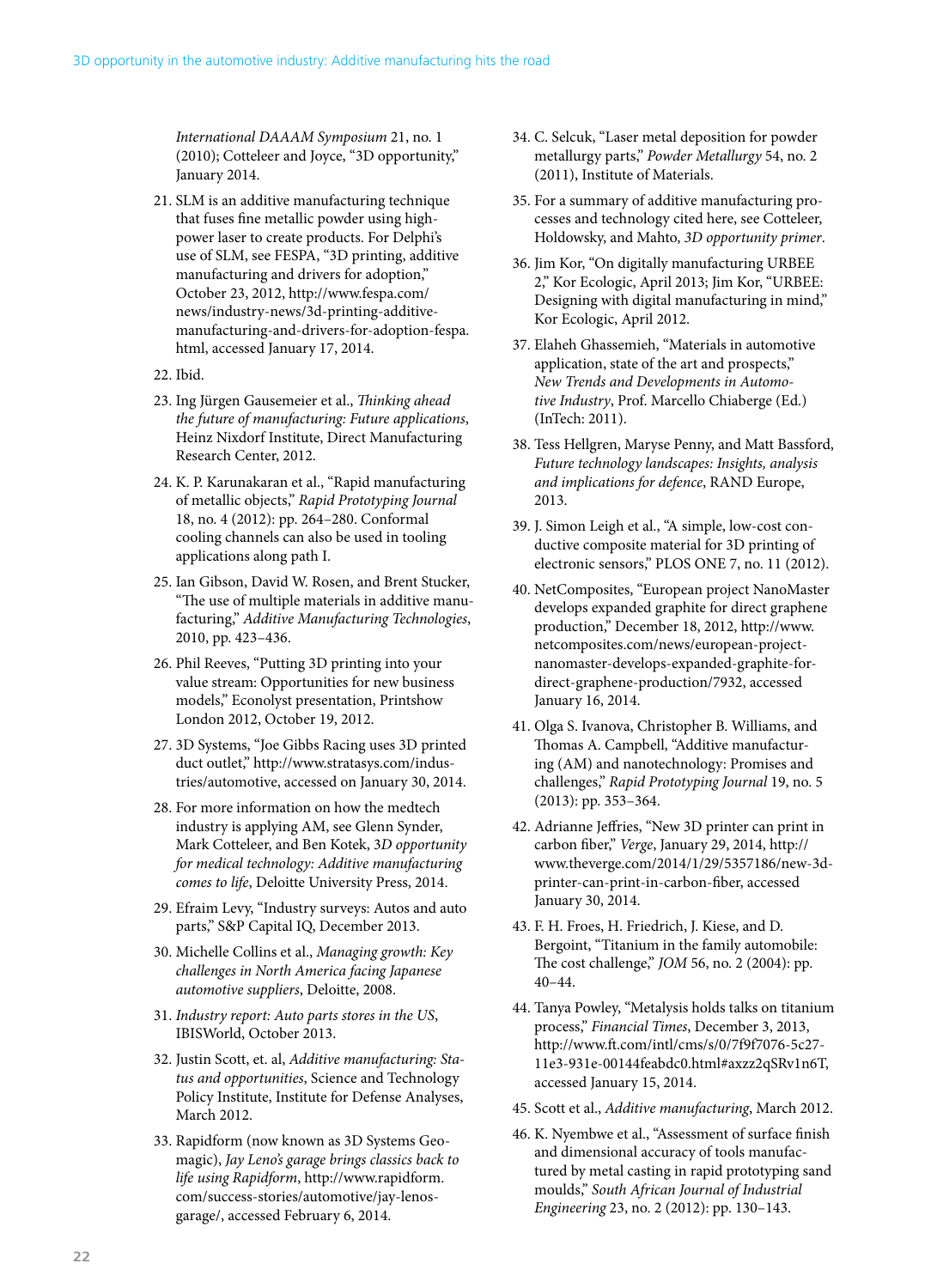*International DAAAM Symposium* 21, no. 1 (2010); Cotteleer and Joyce, "3D opportunity," January 2014.

21. SLM is an additive manufacturing technique that fuses fine metallic powder using high-power laser to create products. For Delphi's use of SLM, see FESPA, "3D printing, additive manufacturing and drivers for adoption," October 23, 2012, http://www.fespa.com/news/industry-news/3d-printing-additive-manufacturing-and-drivers-for-adoption-fespa.html, accessed January 17, 2014.

22. Ibid.

23. Ing Jürgen Gausemeier et al., *Thinking ahead the future of manufacturing: Future applications*, Heinz Nixdorf Institute, Direct Manufacturing Research Center, 2012.

24. K. P. Karunakaran et al., "Rapid manufacturing of metallic objects," *Rapid Prototyping Journal* 18, no. 4 (2012): pp. 264–280. Conformal cooling channels can also be used in tooling applications along path I.

25. Ian Gibson, David W. Rosen, and Brent Stucker, "The use of multiple materials in additive manufacturing," *Additive Manufacturing Technologies*, 2010, pp. 423–436.

26. Phil Reeves, "Putting 3D printing into your value stream: Opportunities for new business models," Econolyst presentation, Printshow London 2012, October 19, 2012.

27. 3D Systems, "Joe Gibbs Racing uses 3D printed duct outlet," http://www.stratasys.com/industries/automotive, accessed on January 30, 2014.

28. For more information on how the medtech industry is applying AM, see Glenn Synder, Mark Cotteleer, and Ben Kotek, *3D opportunity for medical technology: Additive manufacturing comes to life*, Deloitte University Press, 2014.

29. Efraim Levy, "Industry surveys: Autos and auto parts," S&P Capital IQ, December 2013.

30. Michelle Collins et al., *Managing growth: Key challenges in North America facing Japanese automotive suppliers*, Deloitte, 2008.

31. *Industry report: Auto parts stores in the US*, IBISWorld, October 2013.

32. Justin Scott, et. al, *Additive manufacturing: Status and opportunities*, Science and Technology Policy Institute, Institute for Defense Analyses, March 2012.

33. Rapidform (now known as 3D Systems Geomagic), *Jay Leno's garage brings classics back to life using Rapidform*, http://www.rapidform.com/success-stories/automotive/jay-lenos-garage/, accessed February 6, 2014.

34. C. Selcuk, "Laser metal deposition for powder metallurgy parts," *Powder Metallurgy* 54, no. 2 (2011), Institute of Materials.

35. For a summary of additive manufacturing processes and technology cited here, see Cotteleer, Holdowsky, and Mahto, *3D opportunity primer*.

36. Jim Kor, "On digitally manufacturing URBEE 2," Kor Ecologic, April 2013; Jim Kor, "URBEE: Designing with digital manufacturing in mind," Kor Ecologic, April 2012.

37. Elaheh Ghassemieh, "Materials in automotive application, state of the art and prospects," *New Trends and Developments in Automotive Industry*, Prof. Marcello Chiaberge (Ed.) (InTech: 2011).

38. Tess Hellgren, Maryse Penny, and Matt Bassford, *Future technology landscapes: Insights, analysis and implications for defence*, RAND Europe, 2013.

39. J. Simon Leigh et al., "A simple, low-cost conductive composite material for 3D printing of electronic sensors," PLOS ONE 7, no. 11 (2012).

40. NetComposites, "European project NanoMaster develops expanded graphite for direct graphene production," December 18, 2012, http://www.netcomposites.com/news/european-project-nanomaster-develops-expanded-graphite-for-direct-graphene-production/7932, accessed January 16, 2014.

41. Olga S. Ivanova, Christopher B. Williams, and Thomas A. Campbell, "Additive manufacturing (AM) and nanotechnology: Promises and challenges," *Rapid Prototyping Journal* 19, no. 5 (2013): pp. 353–364.

42. Adrianne Jeffries, "New 3D printer can print in carbon fiber," *Verge*, January 29, 2014, http://www.theverge.com/2014/1/29/5357186/new-3d-printer-can-print-in-carbon-fiber, accessed January 30, 2014.

43. F. H. Froes, H. Friedrich, J. Kiese, and D. Bergoint, "Titanium in the family automobile: The cost challenge," *JOM* 56, no. 2 (2004): pp. 40–44.

44. Tanya Powley, "Metalysis holds talks on titanium process," *Financial Times*, December 3, 2013, http://www.ft.com/intl/cms/s/0/7f9f7076-5c27-11e3-931e-00144feabdc0.html#axzz2qSRv1n6T, accessed January 15, 2014.

45. Scott et al., *Additive manufacturing*, March 2012.

46. K. Nyembwe et al., "Assessment of surface finish and dimensional accuracy of tools manufactured by metal casting in rapid prototyping sand moulds," *South African Journal of Industrial Engineering* 23, no. 2 (2012): pp. 130–143.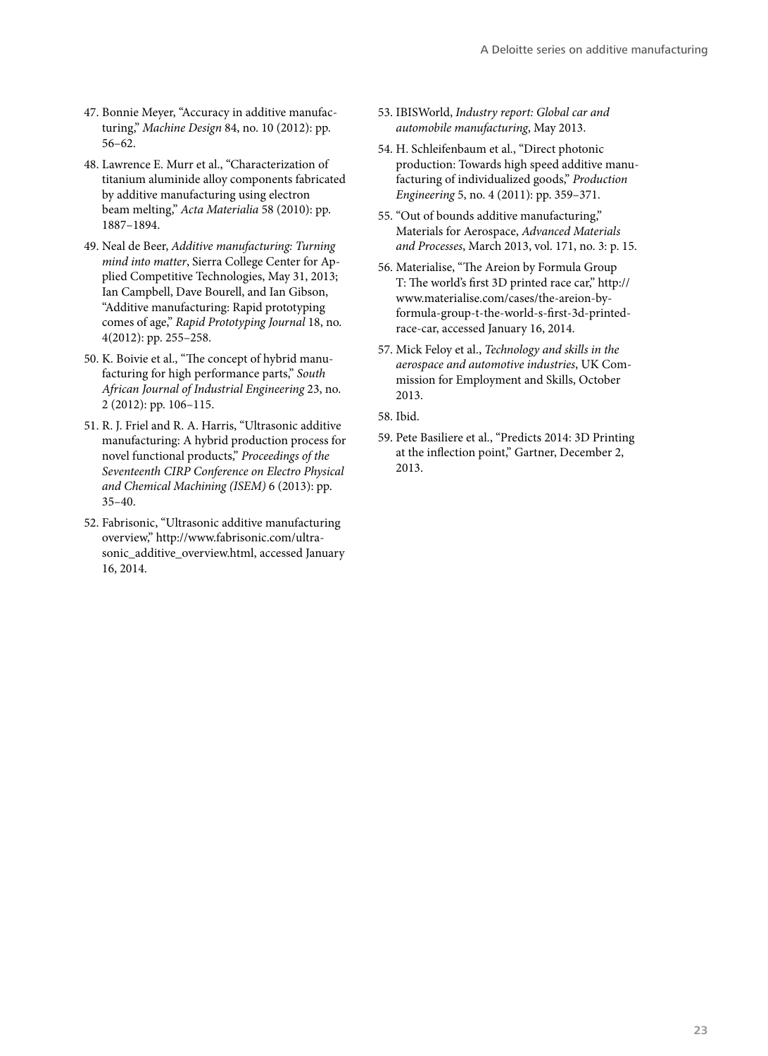47. Bonnie Meyer, "Accuracy in additive manufacturing," *Machine Design* 84, no. 10 (2012): pp. 56–62.

48. Lawrence E. Murr et al., "Characterization of titanium aluminide alloy components fabricated by additive manufacturing using electron beam melting," *Acta Materialia* 58 (2010): pp. 1887–1894.

49. Neal de Beer, *Additive manufacturing: Turning mind into matter*, Sierra College Center for Applied Competitive Technologies, May 31, 2013; Ian Campbell, Dave Bourell, and Ian Gibson, "Additive manufacturing: Rapid prototyping comes of age," *Rapid Prototyping Journal* 18, no. 4(2012): pp. 255–258.

50. K. Boivie et al., "The concept of hybrid manufacturing for high performance parts," *South African Journal of Industrial Engineering* 23, no. 2 (2012): pp. 106–115.

51. R. J. Friel and R. A. Harris, "Ultrasonic additive manufacturing: A hybrid production process for novel functional products," *Proceedings of the Seventeenth CIRP Conference on Electro Physical and Chemical Machining (ISEM)* 6 (2013): pp. 35–40.

52. Fabrisonic, "Ultrasonic additive manufacturing overview," http://www.fabrisonic.com/ultrasonic_additive_overview.html, accessed January 16, 2014.

53. IBISWorld, *Industry report: Global car and automobile manufacturing*, May 2013.

54. H. Schleifenbaum et al., "Direct photonic production: Towards high speed additive manufacturing of individualized goods," *Production Engineering* 5, no. 4 (2011): pp. 359–371.

55. "Out of bounds additive manufacturing," Materials for Aerospace, *Advanced Materials and Processes*, March 2013, vol. 171, no. 3: p. 15.

56. Materialise, "The Areion by Formula Group T: The world's first 3D printed race car," http://www.materialise.com/cases/the-areion-by-formula-group-t-the-world-s-first-3d-printed-race-car, accessed January 16, 2014.

57. Mick Feloy et al., *Technology and skills in the aerospace and automotive industries*, UK Commission for Employment and Skills, October 2013.

58. Ibid.

59. Pete Basiliere et al., "Predicts 2014: 3D Printing at the inflection point," Gartner, December 2, 2013.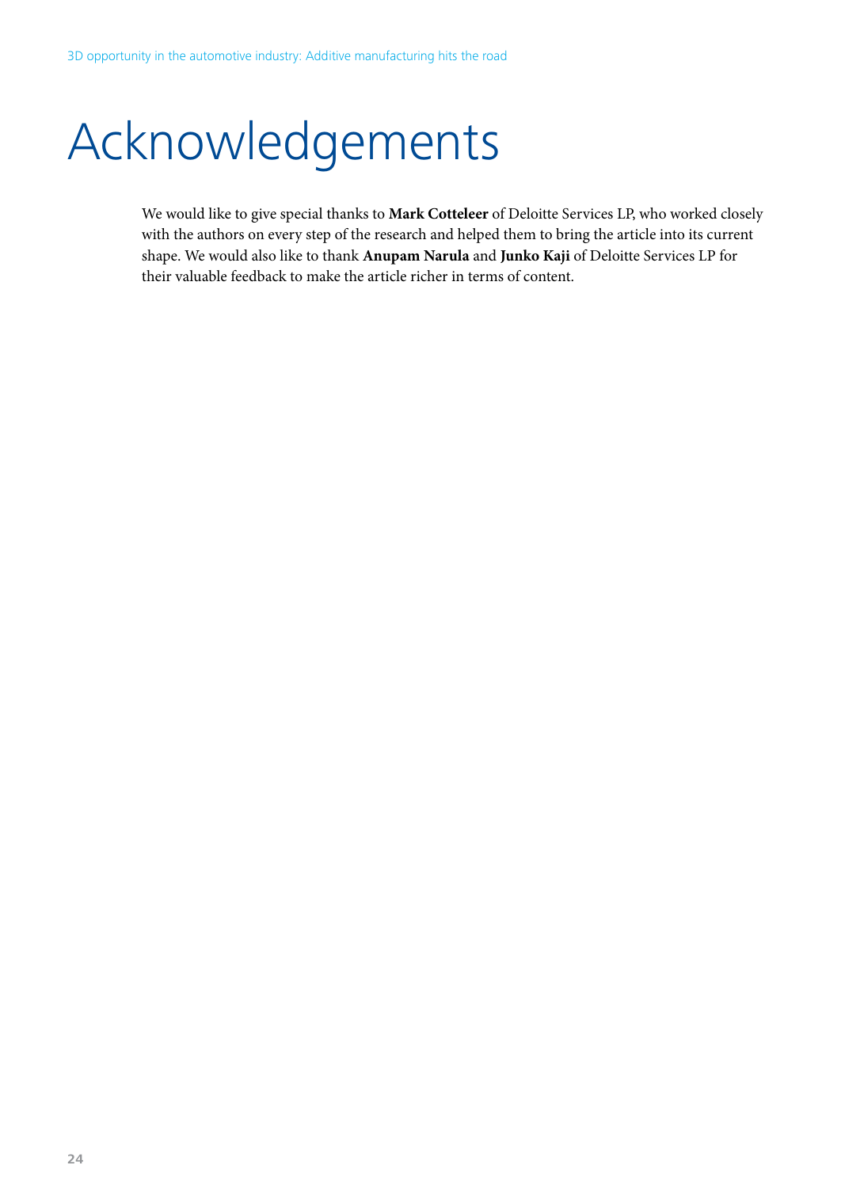# Acknowledgements

We would like to give special thanks to **Mark Cotteleer** of Deloitte Services LP, who worked closely with the authors on every step of the research and helped them to bring the article into its current shape. We would also like to thank **Anupam Narula** and **Junko Kaji** of Deloitte Services LP for their valuable feedback to make the article richer in terms of content.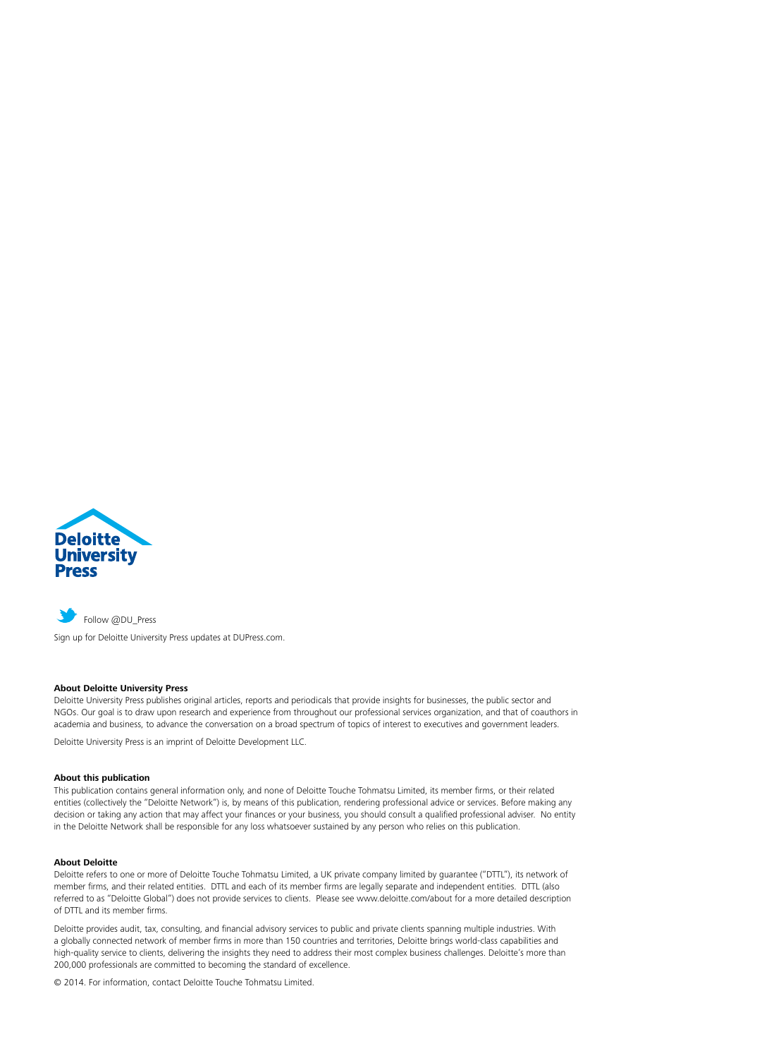Deloitte University Press

Follow @DU_Press

Sign up for Deloitte University Press updates at DUPress.com.

**About Deloitte University Press**

Deloitte University Press publishes original articles, reports and periodicals that provide insights for businesses, the public sector and NGOs. Our goal is to draw upon research and experience from throughout our professional services organization, and that of coauthors in academia and business, to advance the conversation on a broad spectrum of topics of interest to executives and government leaders.

Deloitte University Press is an imprint of Deloitte Development LLC.

**About this publication**

This publication contains general information only, and none of Deloitte Touche Tohmatsu Limited, its member firms, or their related entities (collectively the "Deloitte Network") is, by means of this publication, rendering professional advice or services. Before making any decision or taking any action that may affect your finances or your business, you should consult a qualified professional adviser. No entity in the Deloitte Network shall be responsible for any loss whatsoever sustained by any person who relies on this publication.

**About Deloitte**

Deloitte refers to one or more of Deloitte Touche Tohmatsu Limited, a UK private company limited by guarantee ("DTTL"), its network of member firms, and their related entities. DTTL and each of its member firms are legally separate and independent entities. DTTL (also referred to as "Deloitte Global") does not provide services to clients. Please see www.deloitte.com/about for a more detailed description of DTTL and its member firms.

Deloitte provides audit, tax, consulting, and financial advisory services to public and private clients spanning multiple industries. With a globally connected network of member firms in more than 150 countries and territories, Deloitte brings world-class capabilities and high-quality service to clients, delivering the insights they need to address their most complex business challenges. Deloitte's more than 200,000 professionals are committed to becoming the standard of excellence.

© 2014. For information, contact Deloitte Touche Tohmatsu Limited.